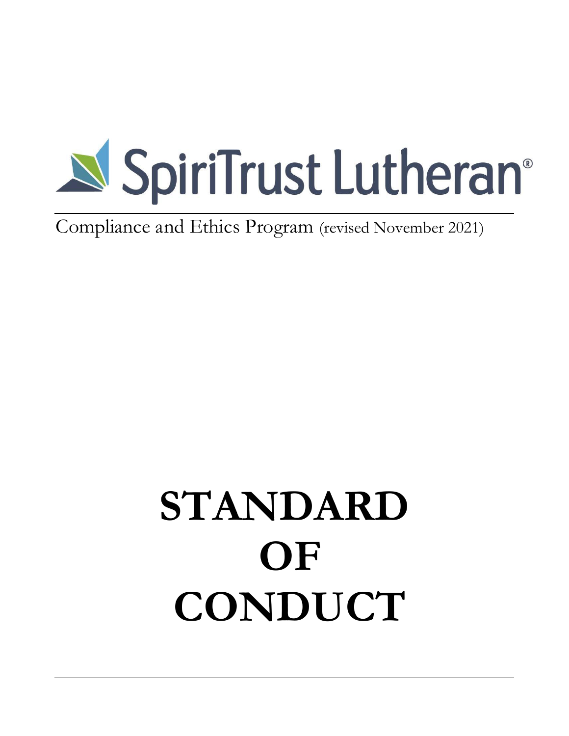SpiriTrust Lutheran®

Compliance and Ethics Program (revised November 2021)

# STANDARD OF CONDUCT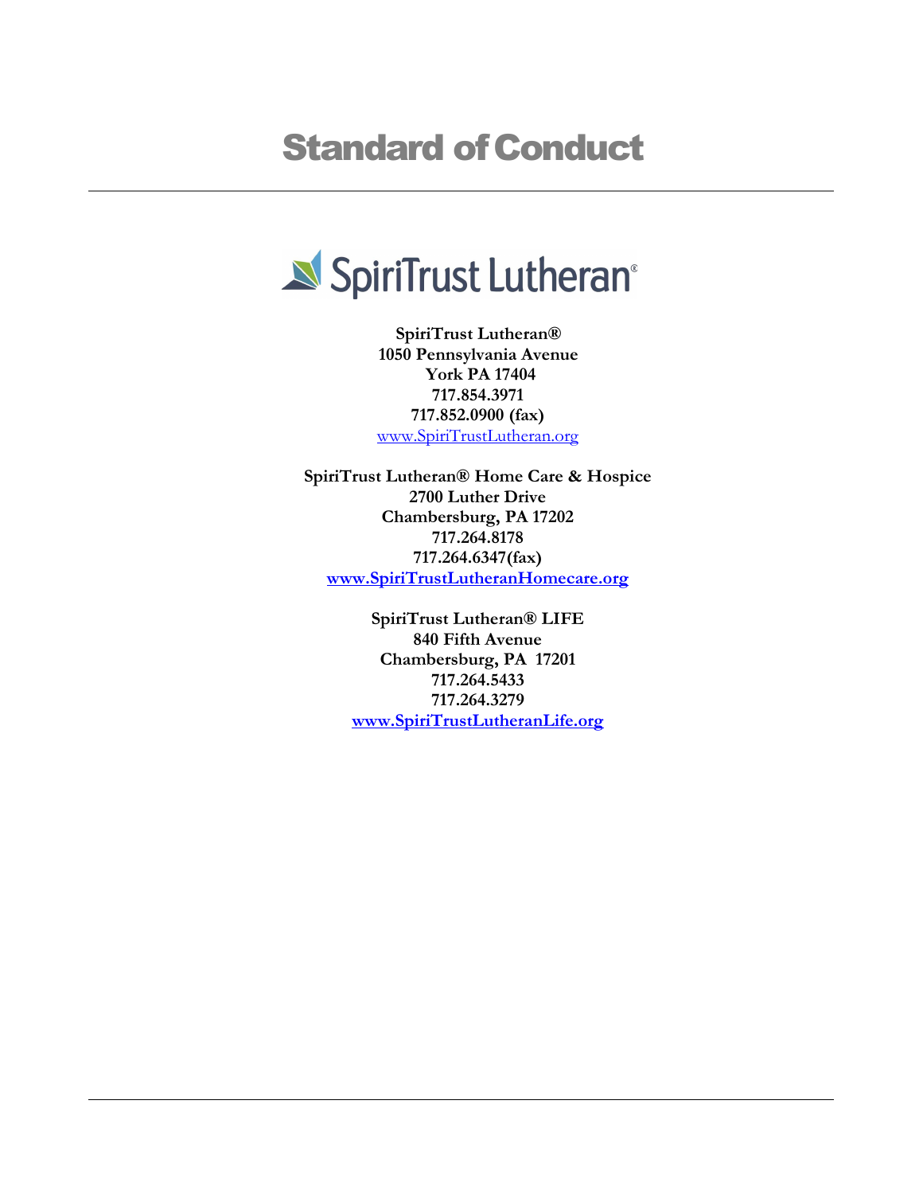# Standard of Conduct

SpiriTrust Lutheran®

**SpiriTrust Lutheran®**
**1050 Pennsylvania Avenue**
**York PA 17404**
**717.854.3971**
**717.852.0900 (fax)**
www.SpiriTrustLutheran.org

**SpiriTrust Lutheran® Home Care & Hospice**
**2700 Luther Drive**
**Chambersburg, PA 17202**
**717.264.8178**
**717.264.6347(fax)**
**www.SpiriTrustLutheranHomecare.org**

**SpiriTrust Lutheran® LIFE**
**840 Fifth Avenue**
**Chambersburg, PA 17201**
**717.264.5433**
**717.264.3279**
**www.SpiriTrustLutheranLife.org**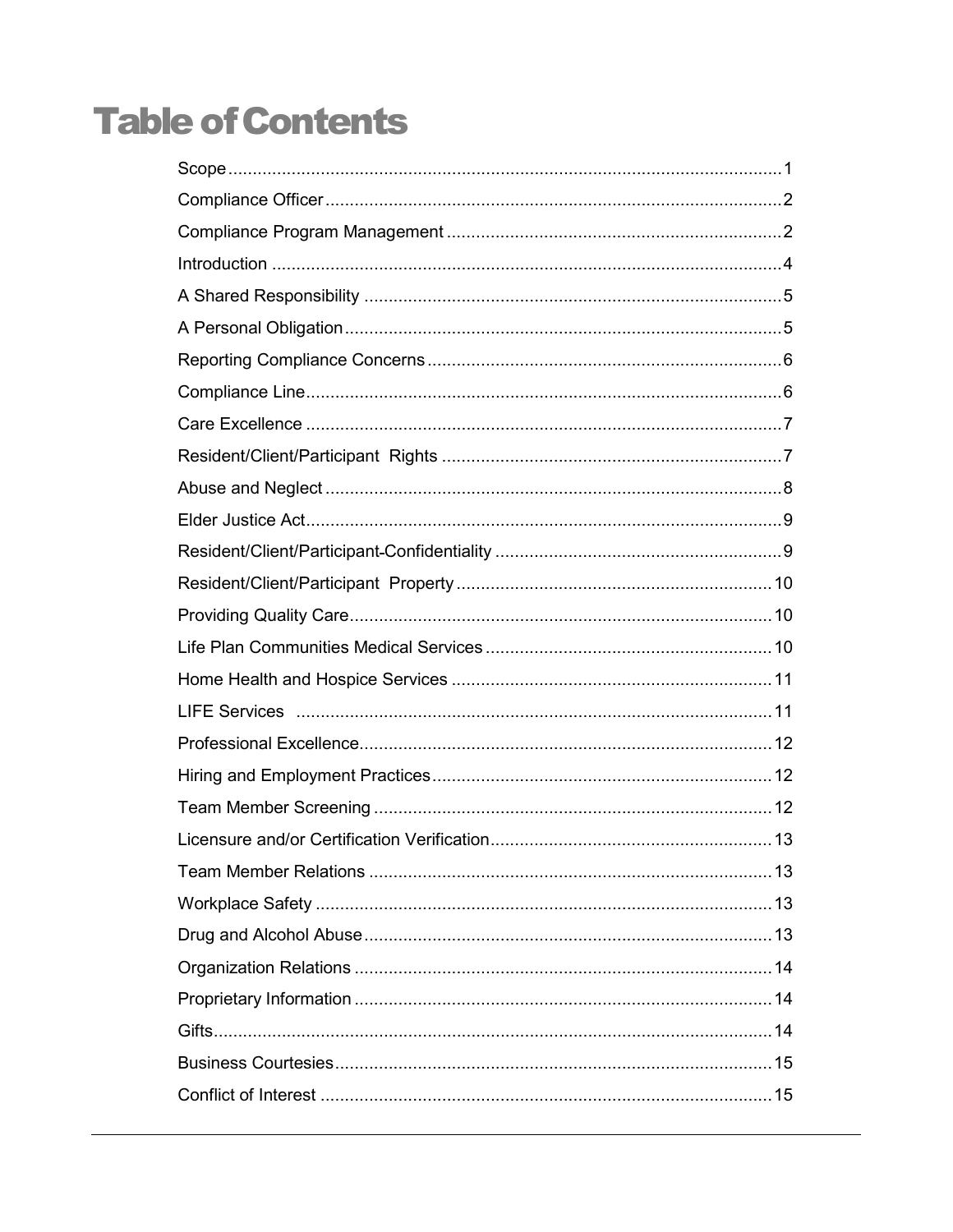# Table of Contents

| | |
|---|---|
| Scope | 1 |
| Compliance Officer | 2 |
| Compliance Program Management | 2 |
| Introduction | 4 |
| A Shared Responsibility | 5 |
| A Personal Obligation | 5 |
| Reporting Compliance Concerns | 6 |
| Compliance Line | 6 |
| Care Excellence | 7 |
| Resident/Client/Participant Rights | 7 |
| Abuse and Neglect | 8 |
| Elder Justice Act | 9 |
| Resident/Client/Participant-Confidentiality | 9 |
| Resident/Client/Participant Property | 10 |
| Providing Quality Care | 10 |
| Life Plan Communities Medical Services | 10 |
| Home Health and Hospice Services | 11 |
| LIFE Services | 11 |
| Professional Excellence | 12 |
| Hiring and Employment Practices | 12 |
| Team Member Screening | 12 |
| Licensure and/or Certification Verification | 13 |
| Team Member Relations | 13 |
| Workplace Safety | 13 |
| Drug and Alcohol Abuse | 13 |
| Organization Relations | 14 |
| Proprietary Information | 14 |
| Gifts | 14 |
| Business Courtesies | 15 |
| Conflict of Interest | 15 |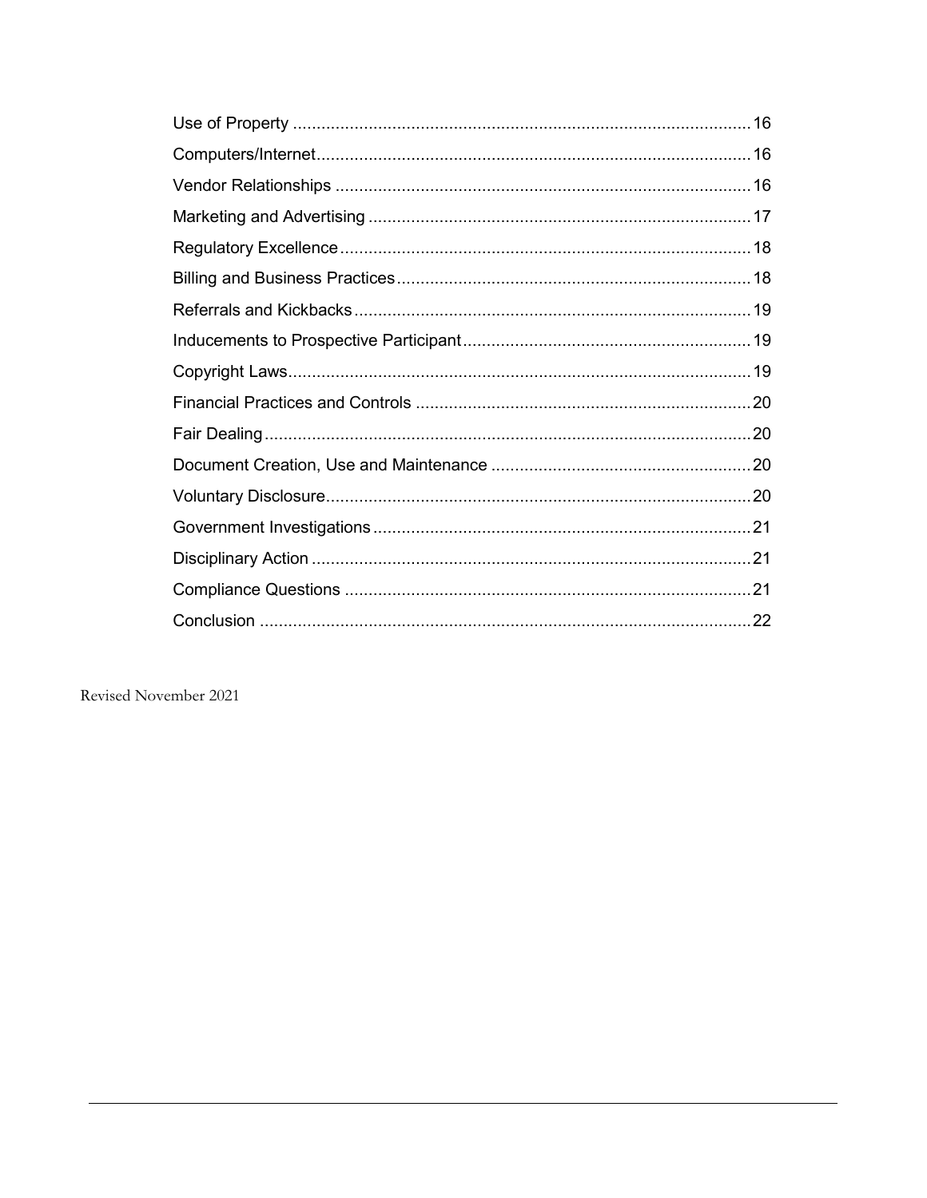Use of Property ................................................................................................ 16
Computers/Internet ........................................................................................... 16
Vendor Relationships ....................................................................................... 16
Marketing and Advertising ................................................................................ 17
Regulatory Excellence ...................................................................................... 18
Billing and Business Practices .......................................................................... 18
Referrals and Kickbacks ................................................................................... 19
Inducements to Prospective Participant ............................................................ 19
Copyright Laws ................................................................................................. 19
Financial Practices and Controls ...................................................................... 20
Fair Dealing ...................................................................................................... 20
Document Creation, Use and Maintenance ....................................................... 20
Voluntary Disclosure ......................................................................................... 20
Government Investigations ............................................................................... 21
Disciplinary Action ............................................................................................ 21
Compliance Questions ...................................................................................... 21
Conclusion ....................................................................................................... 22

Revised November 2021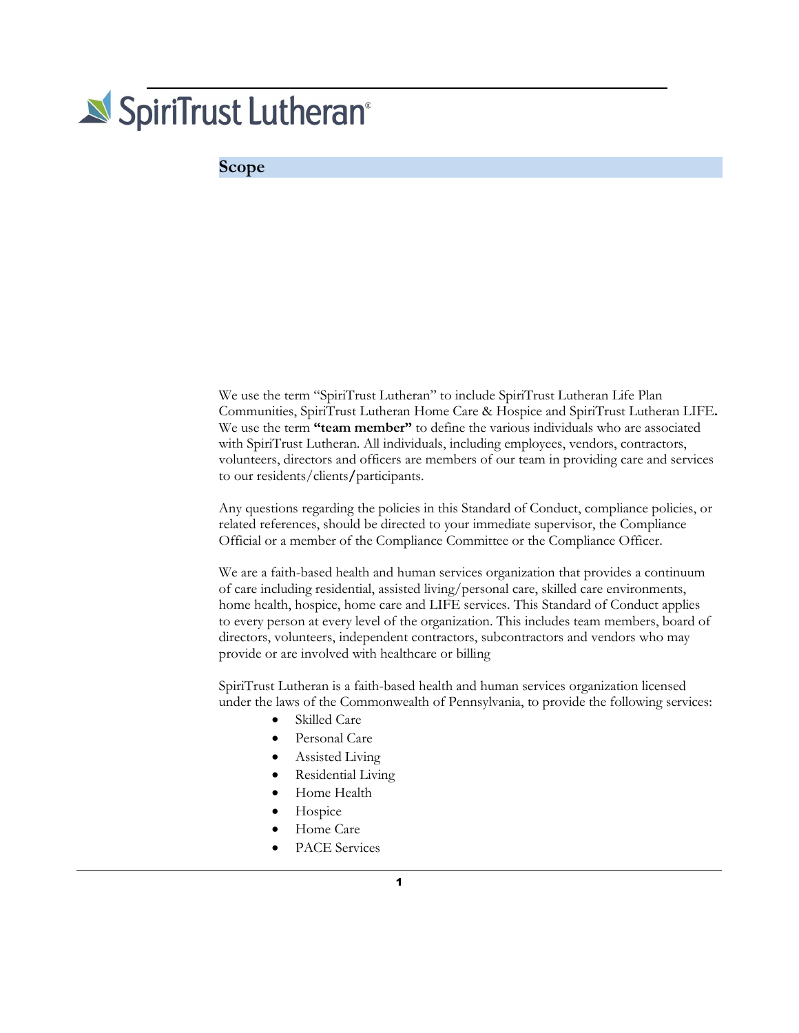## Scope

We use the term "SpiriTrust Lutheran" to include SpiriTrust Lutheran Life Plan Communities, SpiriTrust Lutheran Home Care & Hospice and SpiriTrust Lutheran LIFE. We use the term **"team member"** to define the various individuals who are associated with SpiriTrust Lutheran. All individuals, including employees, vendors, contractors, volunteers, directors and officers are members of our team in providing care and services to our residents/clients/participants.

Any questions regarding the policies in this Standard of Conduct, compliance policies, or related references, should be directed to your immediate supervisor, the Compliance Official or a member of the Compliance Committee or the Compliance Officer.

We are a faith-based health and human services organization that provides a continuum of care including residential, assisted living/personal care, skilled care environments, home health, hospice, home care and LIFE services. This Standard of Conduct applies to every person at every level of the organization. This includes team members, board of directors, volunteers, independent contractors, subcontractors and vendors who may provide or are involved with healthcare or billing

SpiriTrust Lutheran is a faith-based health and human services organization licensed under the laws of the Commonwealth of Pennsylvania, to provide the following services:

- Skilled Care
- Personal Care
- Assisted Living
- Residential Living
- Home Health
- Hospice
- Home Care
- PACE Services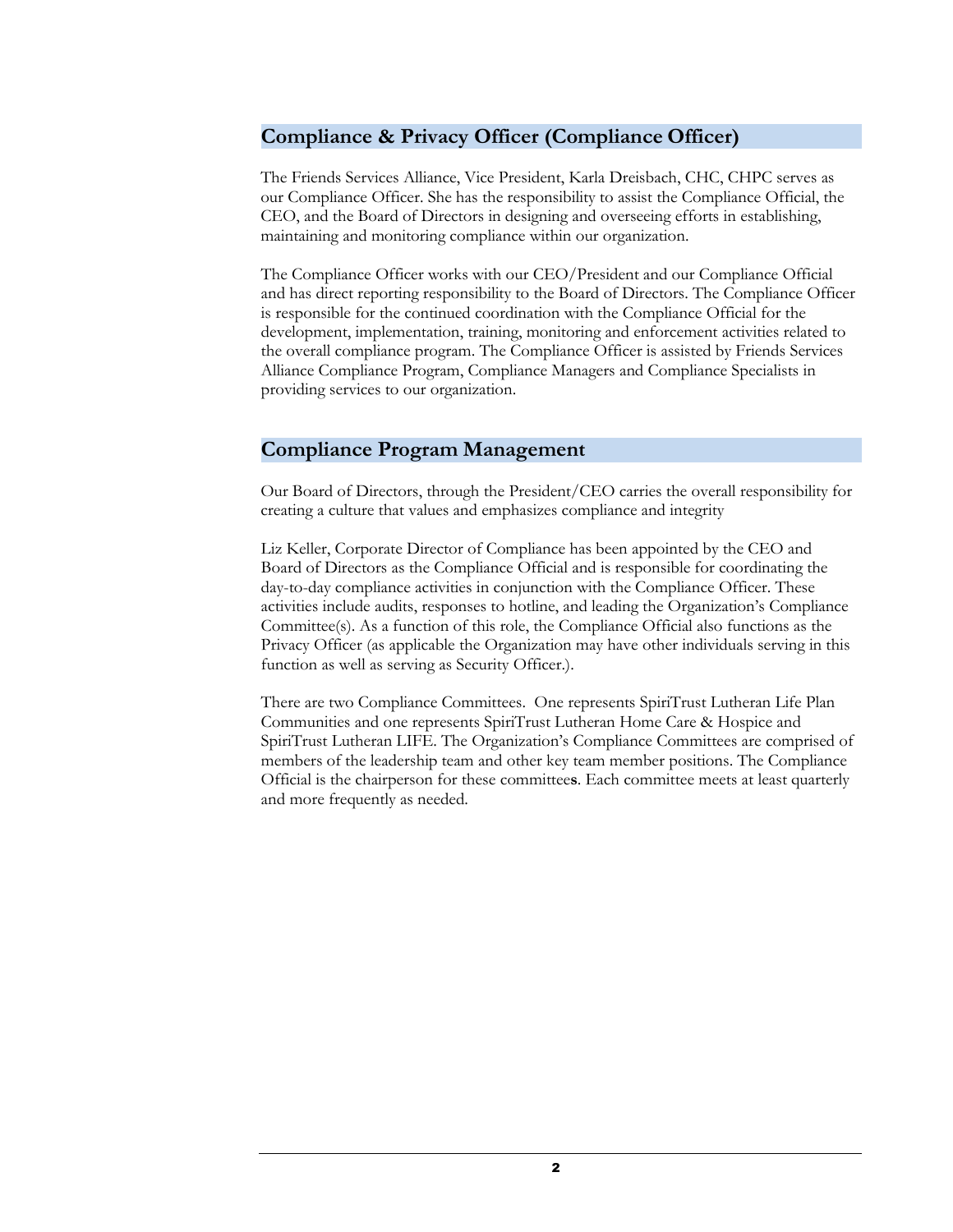## Compliance & Privacy Officer (Compliance Officer)

The Friends Services Alliance, Vice President, Karla Dreisbach, CHC, CHPC serves as our Compliance Officer. She has the responsibility to assist the Compliance Official, the CEO, and the Board of Directors in designing and overseeing efforts in establishing, maintaining and monitoring compliance within our organization.

The Compliance Officer works with our CEO/President and our Compliance Official and has direct reporting responsibility to the Board of Directors. The Compliance Officer is responsible for the continued coordination with the Compliance Official for the development, implementation, training, monitoring and enforcement activities related to the overall compliance program. The Compliance Officer is assisted by Friends Services Alliance Compliance Program, Compliance Managers and Compliance Specialists in providing services to our organization.

## Compliance Program Management

Our Board of Directors, through the President/CEO carries the overall responsibility for creating a culture that values and emphasizes compliance and integrity

Liz Keller, Corporate Director of Compliance has been appointed by the CEO and Board of Directors as the Compliance Official and is responsible for coordinating the day-to-day compliance activities in conjunction with the Compliance Officer. These activities include audits, responses to hotline, and leading the Organization's Compliance Committee(s). As a function of this role, the Compliance Official also functions as the Privacy Officer (as applicable the Organization may have other individuals serving in this function as well as serving as Security Officer.).

There are two Compliance Committees. One represents SpiriTrust Lutheran Life Plan Communities and one represents SpiriTrust Lutheran Home Care & Hospice and SpiriTrust Lutheran LIFE. The Organization's Compliance Committees are comprised of members of the leadership team and other key team member positions. The Compliance Official is the chairperson for these committees. Each committee meets at least quarterly and more frequently as needed.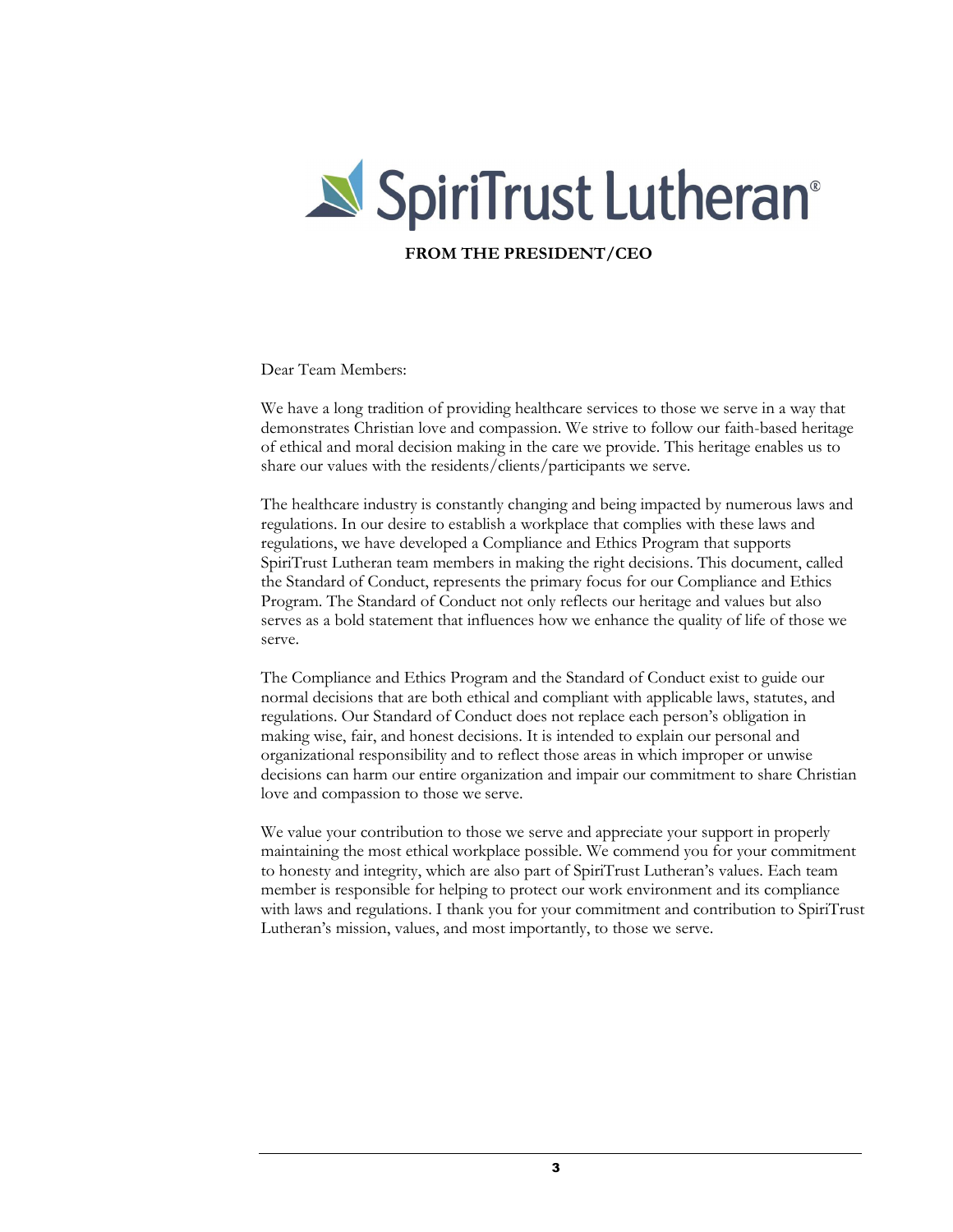SpiriTrust Lutheran®

## FROM THE PRESIDENT/CEO

Dear Team Members:

We have a long tradition of providing healthcare services to those we serve in a way that demonstrates Christian love and compassion. We strive to follow our faith-based heritage of ethical and moral decision making in the care we provide. This heritage enables us to share our values with the residents/clients/participants we serve.

The healthcare industry is constantly changing and being impacted by numerous laws and regulations. In our desire to establish a workplace that complies with these laws and regulations, we have developed a Compliance and Ethics Program that supports SpiriTrust Lutheran team members in making the right decisions. This document, called the Standard of Conduct, represents the primary focus for our Compliance and Ethics Program. The Standard of Conduct not only reflects our heritage and values but also serves as a bold statement that influences how we enhance the quality of life of those we serve.

The Compliance and Ethics Program and the Standard of Conduct exist to guide our normal decisions that are both ethical and compliant with applicable laws, statutes, and regulations. Our Standard of Conduct does not replace each person's obligation in making wise, fair, and honest decisions. It is intended to explain our personal and organizational responsibility and to reflect those areas in which improper or unwise decisions can harm our entire organization and impair our commitment to share Christian love and compassion to those we serve.

We value your contribution to those we serve and appreciate your support in properly maintaining the most ethical workplace possible. We commend you for your commitment to honesty and integrity, which are also part of SpiriTrust Lutheran's values. Each team member is responsible for helping to protect our work environment and its compliance with laws and regulations. I thank you for your commitment and contribution to SpiriTrust Lutheran's mission, values, and most importantly, to those we serve.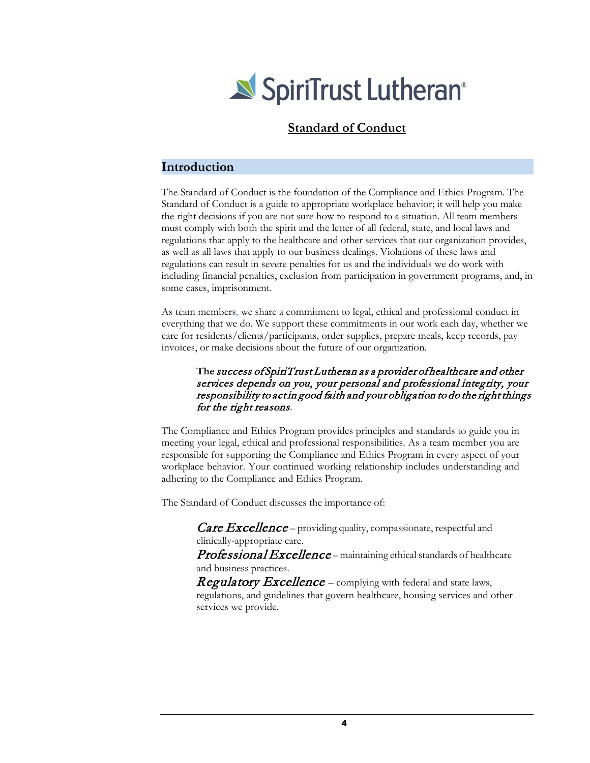SpiriTrust Lutheran®

# Standard of Conduct

## Introduction

The Standard of Conduct is the foundation of the Compliance and Ethics Program. The Standard of Conduct is a guide to appropriate workplace behavior; it will help you make the right decisions if you are not sure how to respond to a situation. All team members must comply with both the spirit and the letter of all federal, state, and local laws and regulations that apply to the healthcare and other services that our organization provides, as well as all laws that apply to our business dealings. Violations of these laws and regulations can result in severe penalties for us and the individuals we do work with including financial penalties, exclusion from participation in government programs, and, in some cases, imprisonment.

As team members, we share a commitment to legal, ethical and professional conduct in everything that we do. We support these commitments in our work each day, whether we care for residents/clients/participants, order supplies, prepare meals, keep records, pay invoices, or make decisions about the future of our organization.

> **The** *success of SpiriTrust Lutheran as a provider of healthcare and other services depends on you, your personal and professional integrity, your responsibility to act in good faith and your obligation to do the right things for the right reasons.*

The Compliance and Ethics Program provides principles and standards to guide you in meeting your legal, ethical and professional responsibilities. As a team member you are responsible for supporting the Compliance and Ethics Program in every aspect of your workplace behavior. Your continued working relationship includes understanding and adhering to the Compliance and Ethics Program.

The Standard of Conduct discusses the importance of:

> ***Care Excellence*** – providing quality, compassionate, respectful and clinically-appropriate care.
>
> ***Professional Excellence*** – maintaining ethical standards of healthcare and business practices.
>
> ***Regulatory Excellence*** – complying with federal and state laws, regulations, and guidelines that govern healthcare, housing services and other services we provide.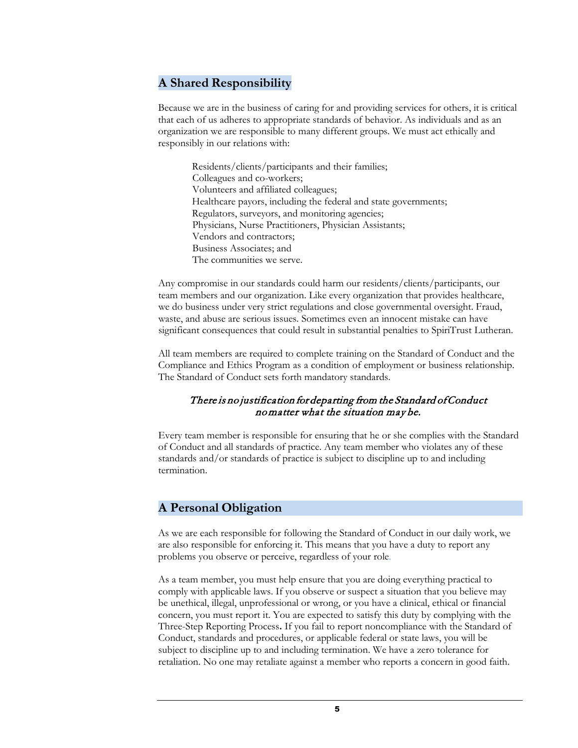## A Shared Responsibility

Because we are in the business of caring for and providing services for others, it is critical that each of us adheres to appropriate standards of behavior. As individuals and as an organization we are responsible to many different groups. We must act ethically and responsibly in our relations with:

Residents/clients/participants and their families;
Colleagues and co-workers;
Volunteers and affiliated colleagues;
Healthcare payors, including the federal and state governments;
Regulators, surveyors, and monitoring agencies;
Physicians, Nurse Practitioners, Physician Assistants;
Vendors and contractors;
Business Associates; and
The communities we serve.

Any compromise in our standards could harm our residents/clients/participants, our team members and our organization. Like every organization that provides healthcare, we do business under very strict regulations and close governmental oversight. Fraud, waste, and abuse are serious issues. Sometimes even an innocent mistake can have significant consequences that could result in substantial penalties to SpiriTrust Lutheran.

All team members are required to complete training on the Standard of Conduct and the Compliance and Ethics Program as a condition of employment or business relationship. The Standard of Conduct sets forth mandatory standards.

*There is no justification for departing from the Standard of Conduct no matter what the situation may be.*

Every team member is responsible for ensuring that he or she complies with the Standard of Conduct and all standards of practice. Any team member who violates any of these standards and/or standards of practice is subject to discipline up to and including termination.

## A Personal Obligation

As we are each responsible for following the Standard of Conduct in our daily work, we are also responsible for enforcing it. This means that you have a duty to report any problems you observe or perceive, regardless of your role.

As a team member, you must help ensure that you are doing everything practical to comply with applicable laws. If you observe or suspect a situation that you believe may be unethical, illegal, unprofessional or wrong, or you have a clinical, ethical or financial concern, you must report it. You are expected to satisfy this duty by complying with the Three-Step Reporting Process**.** If you fail to report noncompliance with the Standard of Conduct, standards and procedures, or applicable federal or state laws, you will be subject to discipline up to and including termination. We have a zero tolerance for retaliation. No one may retaliate against a member who reports a concern in good faith.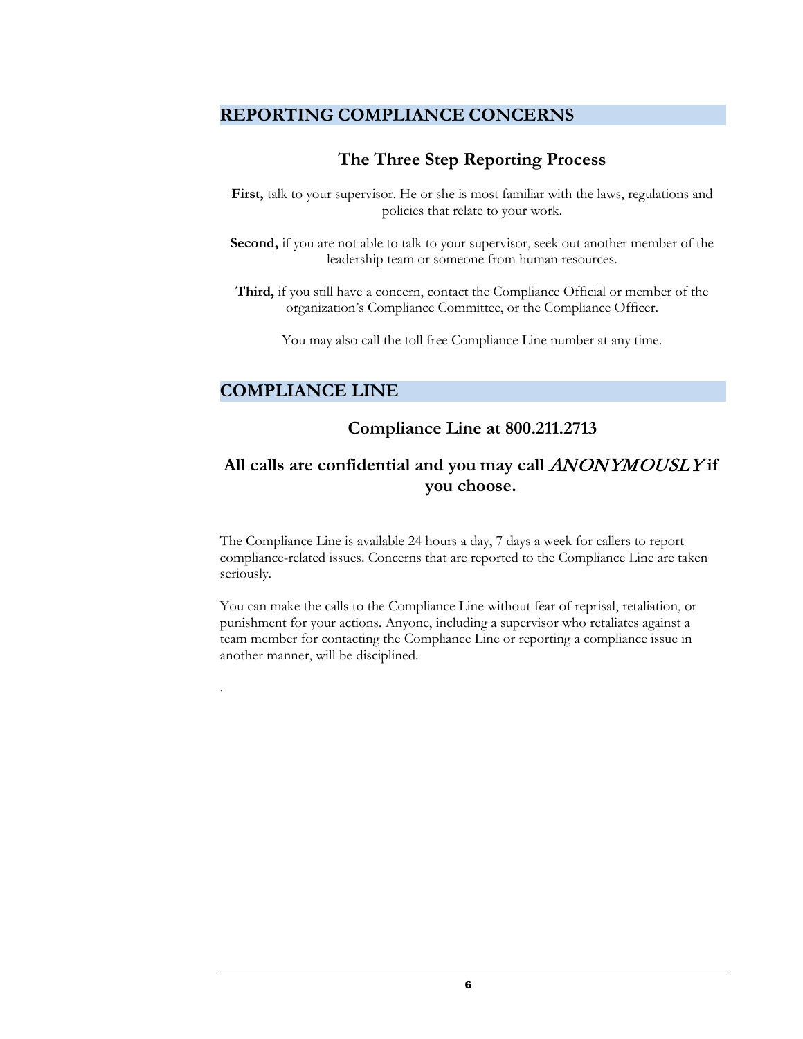## REPORTING COMPLIANCE CONCERNS

### The Three Step Reporting Process

**First,** talk to your supervisor. He or she is most familiar with the laws, regulations and policies that relate to your work.

**Second,** if you are not able to talk to your supervisor, seek out another member of the leadership team or someone from human resources.

**Third,** if you still have a concern, contact the Compliance Official or member of the organization's Compliance Committee, or the Compliance Officer.

You may also call the toll free Compliance Line number at any time.

## COMPLIANCE LINE

### Compliance Line at 800.211.2713

### All calls are confidential and you may call *ANONYMOUSLY* if you choose.

The Compliance Line is available 24 hours a day, 7 days a week for callers to report compliance-related issues. Concerns that are reported to the Compliance Line are taken seriously.

You can make the calls to the Compliance Line without fear of reprisal, retaliation, or punishment for your actions. Anyone, including a supervisor who retaliates against a team member for contacting the Compliance Line or reporting a compliance issue in another manner, will be disciplined.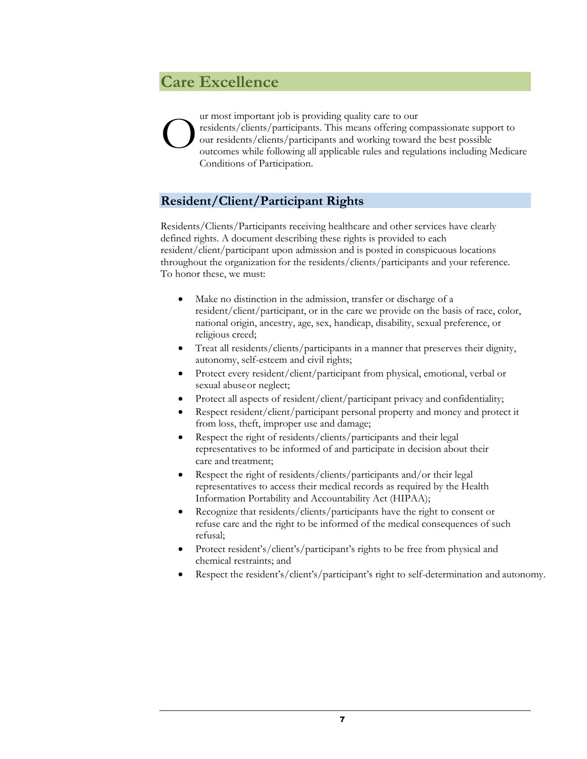## Care Excellence

Our most important job is providing quality care to our residents/clients/participants. This means offering compassionate support to our residents/clients/participants and working toward the best possible outcomes while following all applicable rules and regulations including Medicare Conditions of Participation.

### Resident/Client/Participant Rights

Residents/Clients/Participants receiving healthcare and other services have clearly defined rights. A document describing these rights is provided to each resident/client/participant upon admission and is posted in conspicuous locations throughout the organization for the residents/clients/participants and your reference. To honor these, we must:

- Make no distinction in the admission, transfer or discharge of a resident/client/participant, or in the care we provide on the basis of race, color, national origin, ancestry, age, sex, handicap, disability, sexual preference, or religious creed;
- Treat all residents/clients/participants in a manner that preserves their dignity, autonomy, self-esteem and civil rights;
- Protect every resident/client/participant from physical, emotional, verbal or sexual abuse or neglect;
- Protect all aspects of resident/client/participant privacy and confidentiality;
- Respect resident/client/participant personal property and money and protect it from loss, theft, improper use and damage;
- Respect the right of residents/clients/participants and their legal representatives to be informed of and participate in decision about their care and treatment;
- Respect the right of residents/clients/participants and/or their legal representatives to access their medical records as required by the Health Information Portability and Accountability Act (HIPAA);
- Recognize that residents/clients/participants have the right to consent or refuse care and the right to be informed of the medical consequences of such refusal;
- Protect resident's/client's/participant's rights to be free from physical and chemical restraints; and
- Respect the resident's/client's/participant's right to self-determination and autonomy.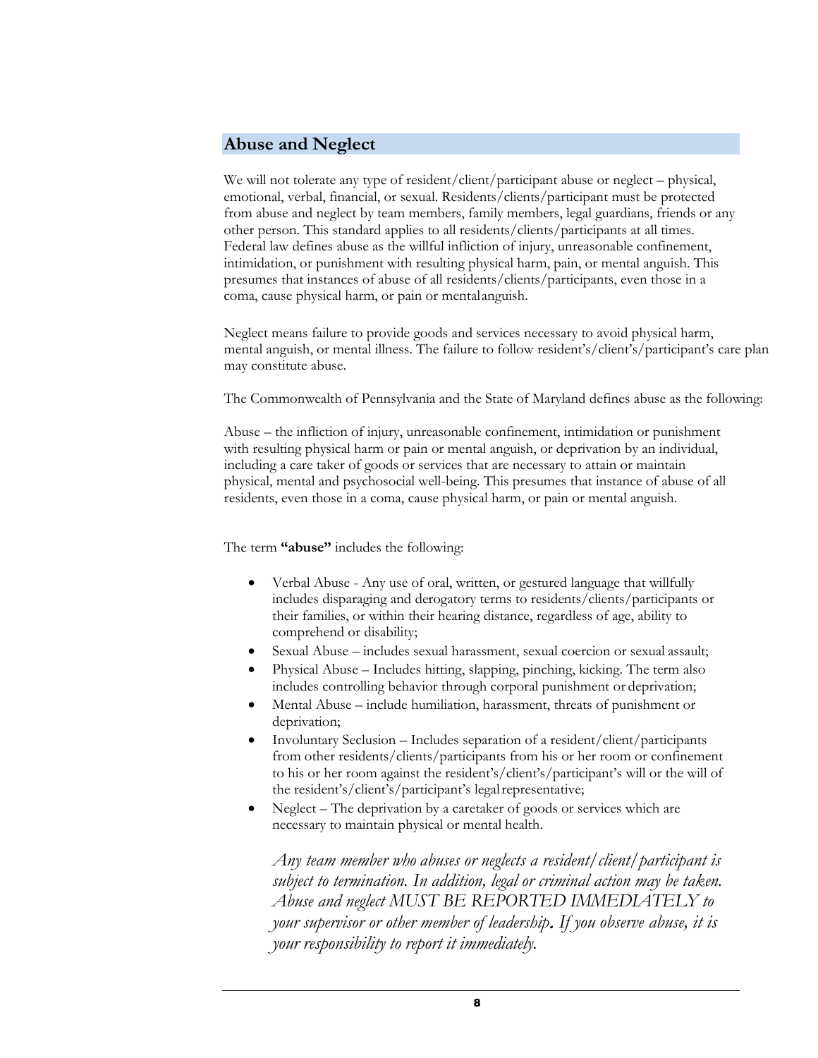## Abuse and Neglect

We will not tolerate any type of resident/client/participant abuse or neglect – physical, emotional, verbal, financial, or sexual. Residents/clients/participant must be protected from abuse and neglect by team members, family members, legal guardians, friends or any other person. This standard applies to all residents/clients/participants at all times. Federal law defines abuse as the willful infliction of injury, unreasonable confinement, intimidation, or punishment with resulting physical harm, pain, or mental anguish. This presumes that instances of abuse of all residents/clients/participants, even those in a coma, cause physical harm, or pain or mental anguish.

Neglect means failure to provide goods and services necessary to avoid physical harm, mental anguish, or mental illness. The failure to follow resident's/client's/participant's care plan may constitute abuse.

The Commonwealth of Pennsylvania and the State of Maryland defines abuse as the following:

Abuse – the infliction of injury, unreasonable confinement, intimidation or punishment with resulting physical harm or pain or mental anguish, or deprivation by an individual, including a care taker of goods or services that are necessary to attain or maintain physical, mental and psychosocial well-being. This presumes that instance of abuse of all residents, even those in a coma, cause physical harm, or pain or mental anguish.

The term **"abuse"** includes the following:

- Verbal Abuse - Any use of oral, written, or gestured language that willfully includes disparaging and derogatory terms to residents/clients/participants or their families, or within their hearing distance, regardless of age, ability to comprehend or disability;
- Sexual Abuse – includes sexual harassment, sexual coercion or sexual assault;
- Physical Abuse – Includes hitting, slapping, pinching, kicking. The term also includes controlling behavior through corporal punishment or deprivation;
- Mental Abuse – include humiliation, harassment, threats of punishment or deprivation;
- Involuntary Seclusion – Includes separation of a resident/client/participants from other residents/clients/participants from his or her room or confinement to his or her room against the resident's/client's/participant's will or the will of the resident's/client's/participant's legal representative;
- Neglect – The deprivation by a caretaker of goods or services which are necessary to maintain physical or mental health.

*Any team member who abuses or neglects a resident/client/participant is subject to termination. In addition, legal or criminal action may be taken. Abuse and neglect MUST BE REPORTED IMMEDIATELY to your supervisor or other member of leadership. If you observe abuse, it is your responsibility to report it immediately.*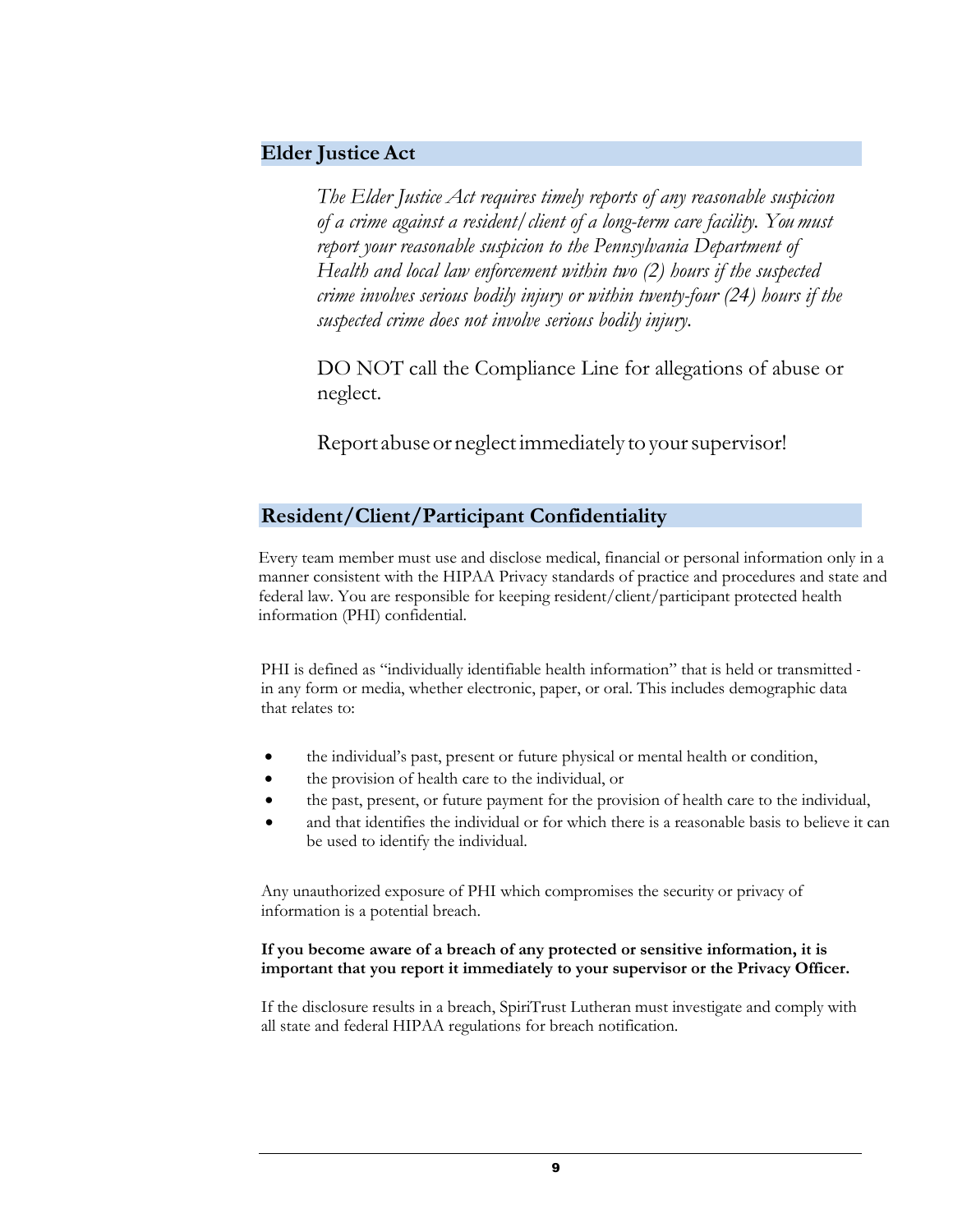## Elder Justice Act

*The Elder Justice Act requires timely reports of any reasonable suspicion of a crime against a resident/client of a long-term care facility. You must report your reasonable suspicion to the Pennsylvania Department of Health and local law enforcement within two (2) hours if the suspected crime involves serious bodily injury or within twenty-four (24) hours if the suspected crime does not involve serious bodily injury.*

DO NOT call the Compliance Line for allegations of abuse or neglect.

Report abuse or neglect immediately to your supervisor!

## Resident/Client/Participant Confidentiality

Every team member must use and disclose medical, financial or personal information only in a manner consistent with the HIPAA Privacy standards of practice and procedures and state and federal law. You are responsible for keeping resident/client/participant protected health information (PHI) confidential.

PHI is defined as "individually identifiable health information" that is held or transmitted - in any form or media, whether electronic, paper, or oral. This includes demographic data that relates to:

- the individual's past, present or future physical or mental health or condition,
- the provision of health care to the individual, or
- the past, present, or future payment for the provision of health care to the individual,
- and that identifies the individual or for which there is a reasonable basis to believe it can be used to identify the individual.

Any unauthorized exposure of PHI which compromises the security or privacy of information is a potential breach.

**If you become aware of a breach of any protected or sensitive information, it is important that you report it immediately to your supervisor or the Privacy Officer.**

If the disclosure results in a breach, SpiriTrust Lutheran must investigate and comply with all state and federal HIPAA regulations for breach notification.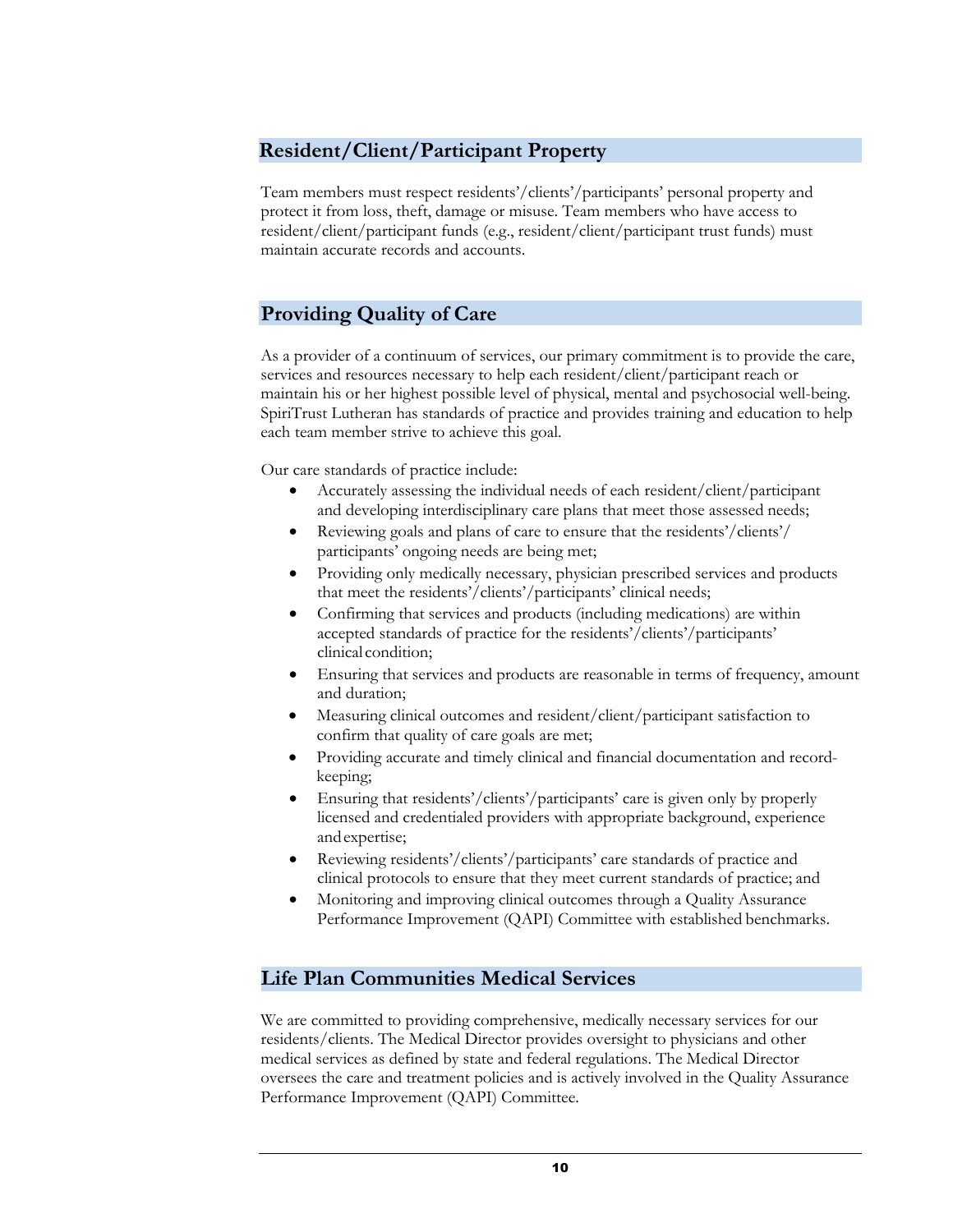## Resident/Client/Participant Property

Team members must respect residents'/clients'/participants' personal property and protect it from loss, theft, damage or misuse. Team members who have access to resident/client/participant funds (e.g., resident/client/participant trust funds) must maintain accurate records and accounts.

## Providing Quality of Care

As a provider of a continuum of services, our primary commitment is to provide the care, services and resources necessary to help each resident/client/participant reach or maintain his or her highest possible level of physical, mental and psychosocial well-being. SpiriTrust Lutheran has standards of practice and provides training and education to help each team member strive to achieve this goal.

Our care standards of practice include:

- Accurately assessing the individual needs of each resident/client/participant and developing interdisciplinary care plans that meet those assessed needs;
- Reviewing goals and plans of care to ensure that the residents'/clients'/ participants' ongoing needs are being met;
- Providing only medically necessary, physician prescribed services and products that meet the residents'/clients'/participants' clinical needs;
- Confirming that services and products (including medications) are within accepted standards of practice for the residents'/clients'/participants' clinical condition;
- Ensuring that services and products are reasonable in terms of frequency, amount and duration;
- Measuring clinical outcomes and resident/client/participant satisfaction to confirm that quality of care goals are met;
- Providing accurate and timely clinical and financial documentation and record-keeping;
- Ensuring that residents'/clients'/participants' care is given only by properly licensed and credentialed providers with appropriate background, experience and expertise;
- Reviewing residents'/clients'/participants' care standards of practice and clinical protocols to ensure that they meet current standards of practice; and
- Monitoring and improving clinical outcomes through a Quality Assurance Performance Improvement (QAPI) Committee with established benchmarks.

## Life Plan Communities Medical Services

We are committed to providing comprehensive, medically necessary services for our residents/clients. The Medical Director provides oversight to physicians and other medical services as defined by state and federal regulations. The Medical Director oversees the care and treatment policies and is actively involved in the Quality Assurance Performance Improvement (QAPI) Committee.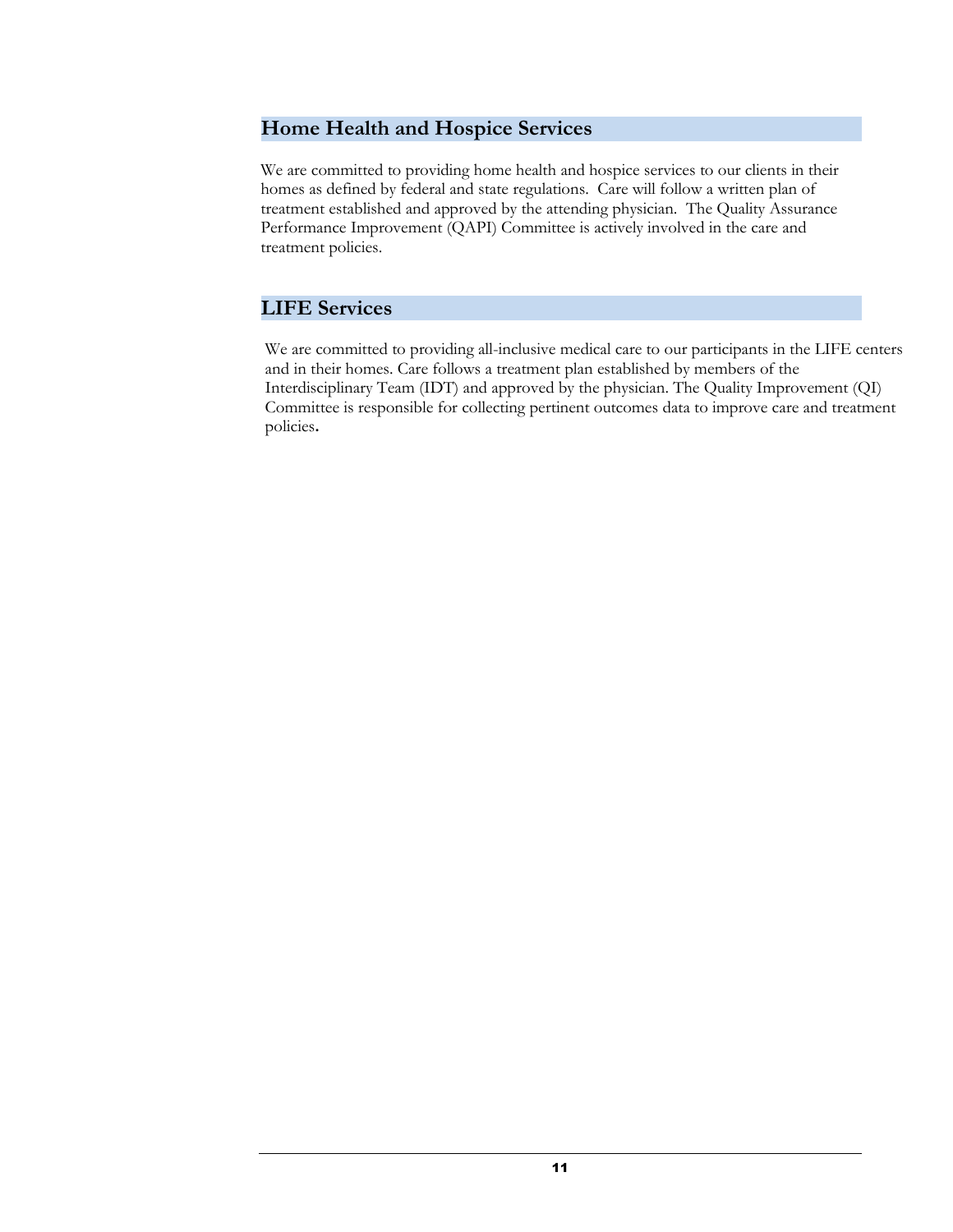## Home Health and Hospice Services

We are committed to providing home health and hospice services to our clients in their homes as defined by federal and state regulations. Care will follow a written plan of treatment established and approved by the attending physician. The Quality Assurance Performance Improvement (QAPI) Committee is actively involved in the care and treatment policies.

## LIFE Services

We are committed to providing all-inclusive medical care to our participants in the LIFE centers and in their homes. Care follows a treatment plan established by members of the Interdisciplinary Team (IDT) and approved by the physician. The Quality Improvement (QI) Committee is responsible for collecting pertinent outcomes data to improve care and treatment policies.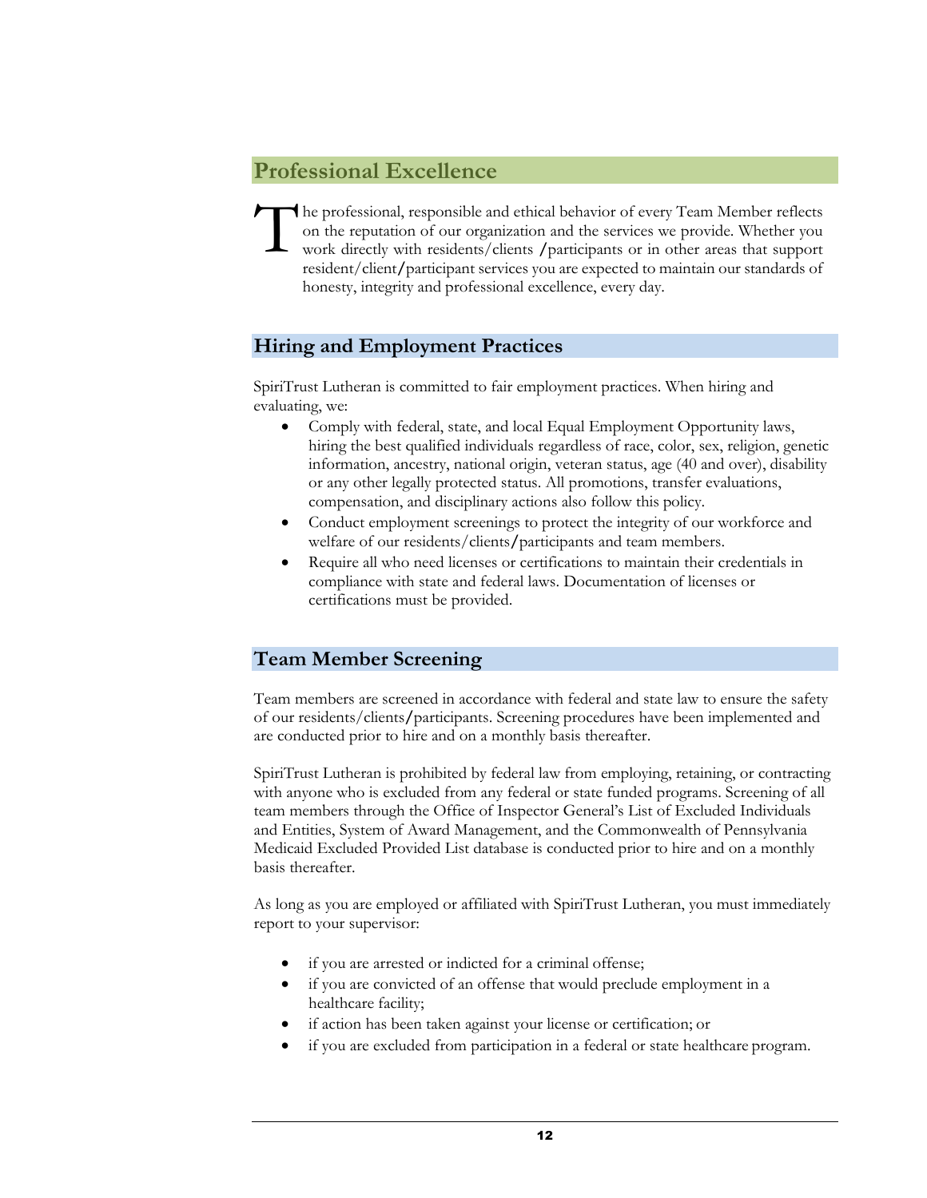## Professional Excellence

The professional, responsible and ethical behavior of every Team Member reflects on the reputation of our organization and the services we provide. Whether you work directly with residents/clients /participants or in other areas that support resident/client/participant services you are expected to maintain our standards of honesty, integrity and professional excellence, every day.

## Hiring and Employment Practices

SpiriTrust Lutheran is committed to fair employment practices. When hiring and evaluating, we:

- Comply with federal, state, and local Equal Employment Opportunity laws, hiring the best qualified individuals regardless of race, color, sex, religion, genetic information, ancestry, national origin, veteran status, age (40 and over), disability or any other legally protected status. All promotions, transfer evaluations, compensation, and disciplinary actions also follow this policy.
- Conduct employment screenings to protect the integrity of our workforce and welfare of our residents/clients/participants and team members.
- Require all who need licenses or certifications to maintain their credentials in compliance with state and federal laws. Documentation of licenses or certifications must be provided.

## Team Member Screening

Team members are screened in accordance with federal and state law to ensure the safety of our residents/clients/participants. Screening procedures have been implemented and are conducted prior to hire and on a monthly basis thereafter.

SpiriTrust Lutheran is prohibited by federal law from employing, retaining, or contracting with anyone who is excluded from any federal or state funded programs. Screening of all team members through the Office of Inspector General's List of Excluded Individuals and Entities, System of Award Management, and the Commonwealth of Pennsylvania Medicaid Excluded Provided List database is conducted prior to hire and on a monthly basis thereafter.

As long as you are employed or affiliated with SpiriTrust Lutheran, you must immediately report to your supervisor:

- if you are arrested or indicted for a criminal offense;
- if you are convicted of an offense that would preclude employment in a healthcare facility;
- if action has been taken against your license or certification; or
- if you are excluded from participation in a federal or state healthcare program.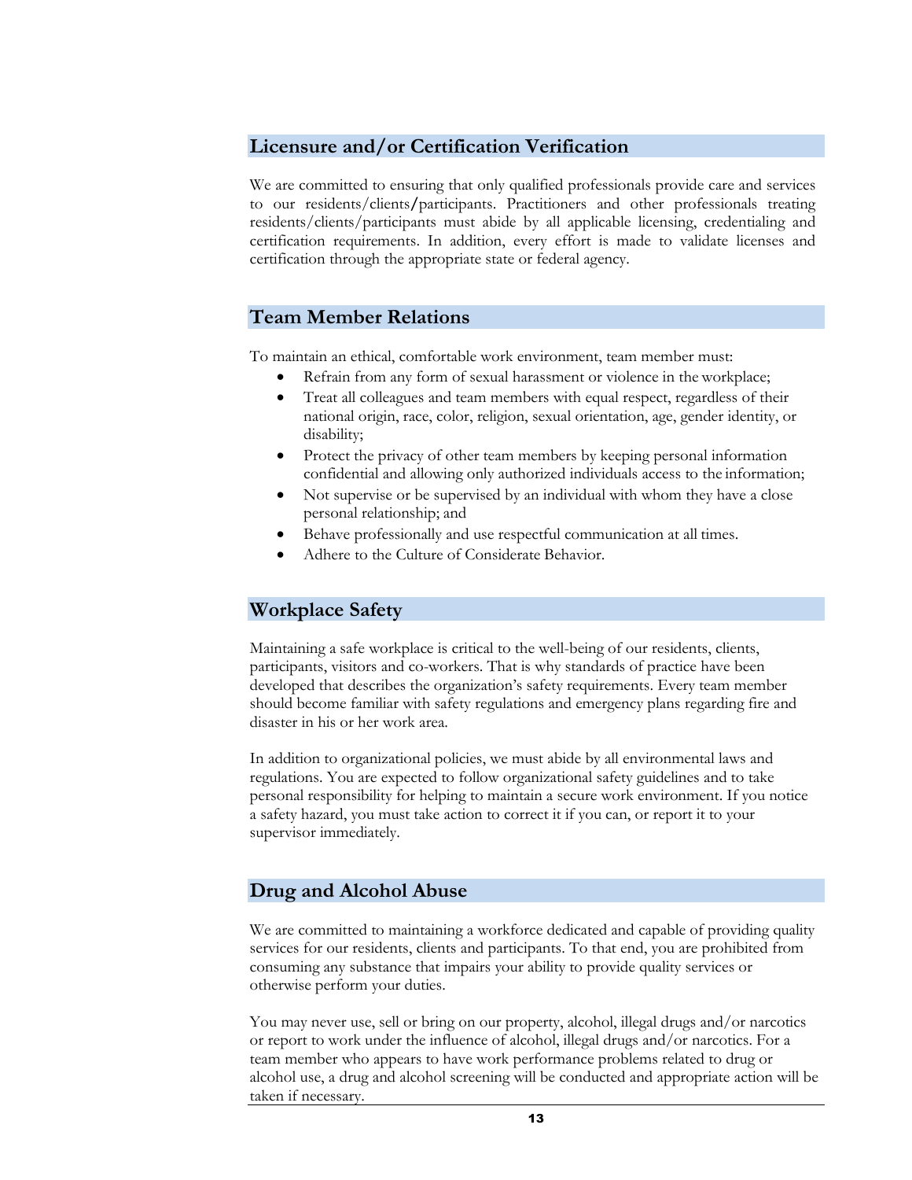## Licensure and/or Certification Verification

We are committed to ensuring that only qualified professionals provide care and services to our residents/clients/participants. Practitioners and other professionals treating residents/clients/participants must abide by all applicable licensing, credentialing and certification requirements. In addition, every effort is made to validate licenses and certification through the appropriate state or federal agency.

## Team Member Relations

To maintain an ethical, comfortable work environment, team member must:

- Refrain from any form of sexual harassment or violence in the workplace;
- Treat all colleagues and team members with equal respect, regardless of their national origin, race, color, religion, sexual orientation, age, gender identity, or disability;
- Protect the privacy of other team members by keeping personal information confidential and allowing only authorized individuals access to the information;
- Not supervise or be supervised by an individual with whom they have a close personal relationship; and
- Behave professionally and use respectful communication at all times.
- Adhere to the Culture of Considerate Behavior.

## Workplace Safety

Maintaining a safe workplace is critical to the well-being of our residents, clients, participants, visitors and co-workers. That is why standards of practice have been developed that describes the organization's safety requirements. Every team member should become familiar with safety regulations and emergency plans regarding fire and disaster in his or her work area.

In addition to organizational policies, we must abide by all environmental laws and regulations. You are expected to follow organizational safety guidelines and to take personal responsibility for helping to maintain a secure work environment. If you notice a safety hazard, you must take action to correct it if you can, or report it to your supervisor immediately.

## Drug and Alcohol Abuse

We are committed to maintaining a workforce dedicated and capable of providing quality services for our residents, clients and participants. To that end, you are prohibited from consuming any substance that impairs your ability to provide quality services or otherwise perform your duties.

You may never use, sell or bring on our property, alcohol, illegal drugs and/or narcotics or report to work under the influence of alcohol, illegal drugs and/or narcotics. For a team member who appears to have work performance problems related to drug or alcohol use, a drug and alcohol screening will be conducted and appropriate action will be taken if necessary.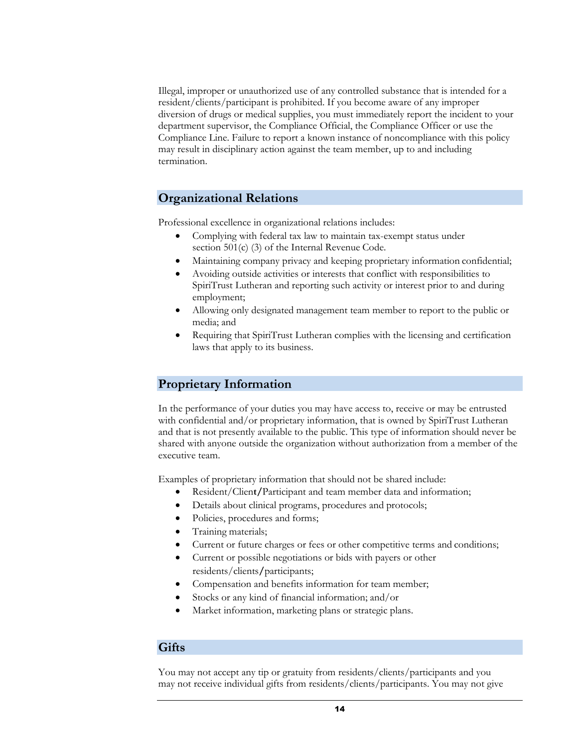Illegal, improper or unauthorized use of any controlled substance that is intended for a resident/clients/participant is prohibited. If you become aware of any improper diversion of drugs or medical supplies, you must immediately report the incident to your department supervisor, the Compliance Official, the Compliance Officer or use the Compliance Line. Failure to report a known instance of noncompliance with this policy may result in disciplinary action against the team member, up to and including termination.

## Organizational Relations

Professional excellence in organizational relations includes:

- Complying with federal tax law to maintain tax-exempt status under section 501(c) (3) of the Internal Revenue Code.
- Maintaining company privacy and keeping proprietary information confidential;
- Avoiding outside activities or interests that conflict with responsibilities to SpiriTrust Lutheran and reporting such activity or interest prior to and during employment;
- Allowing only designated management team member to report to the public or media; and
- Requiring that SpiriTrust Lutheran complies with the licensing and certification laws that apply to its business.

## Proprietary Information

In the performance of your duties you may have access to, receive or may be entrusted with confidential and/or proprietary information, that is owned by SpiriTrust Lutheran and that is not presently available to the public. This type of information should never be shared with anyone outside the organization without authorization from a member of the executive team.

Examples of proprietary information that should not be shared include:

- Resident/Client/Participant and team member data and information;
- Details about clinical programs, procedures and protocols;
- Policies, procedures and forms;
- Training materials;
- Current or future charges or fees or other competitive terms and conditions;
- Current or possible negotiations or bids with payers or other residents/clients/participants;
- Compensation and benefits information for team member;
- Stocks or any kind of financial information; and/or
- Market information, marketing plans or strategic plans.

## Gifts

You may not accept any tip or gratuity from residents/clients/participants and you may not receive individual gifts from residents/clients/participants. You may not give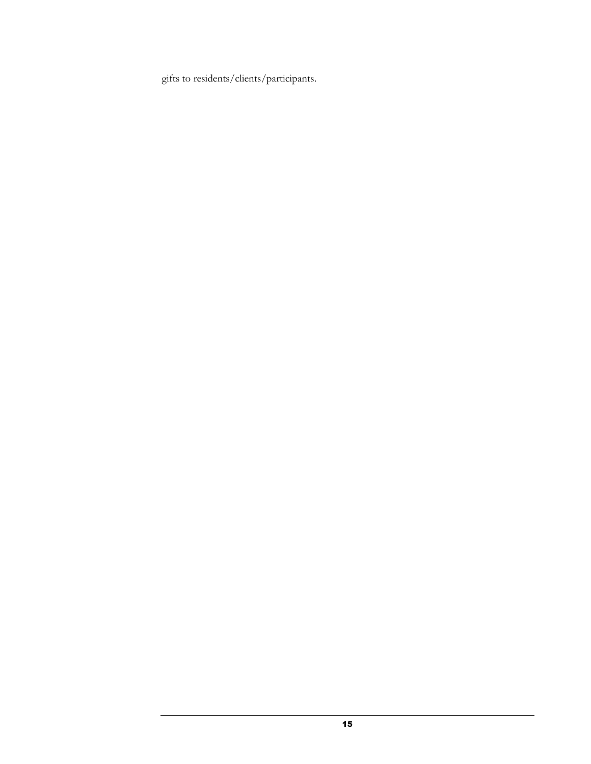gifts to residents/clients/participants.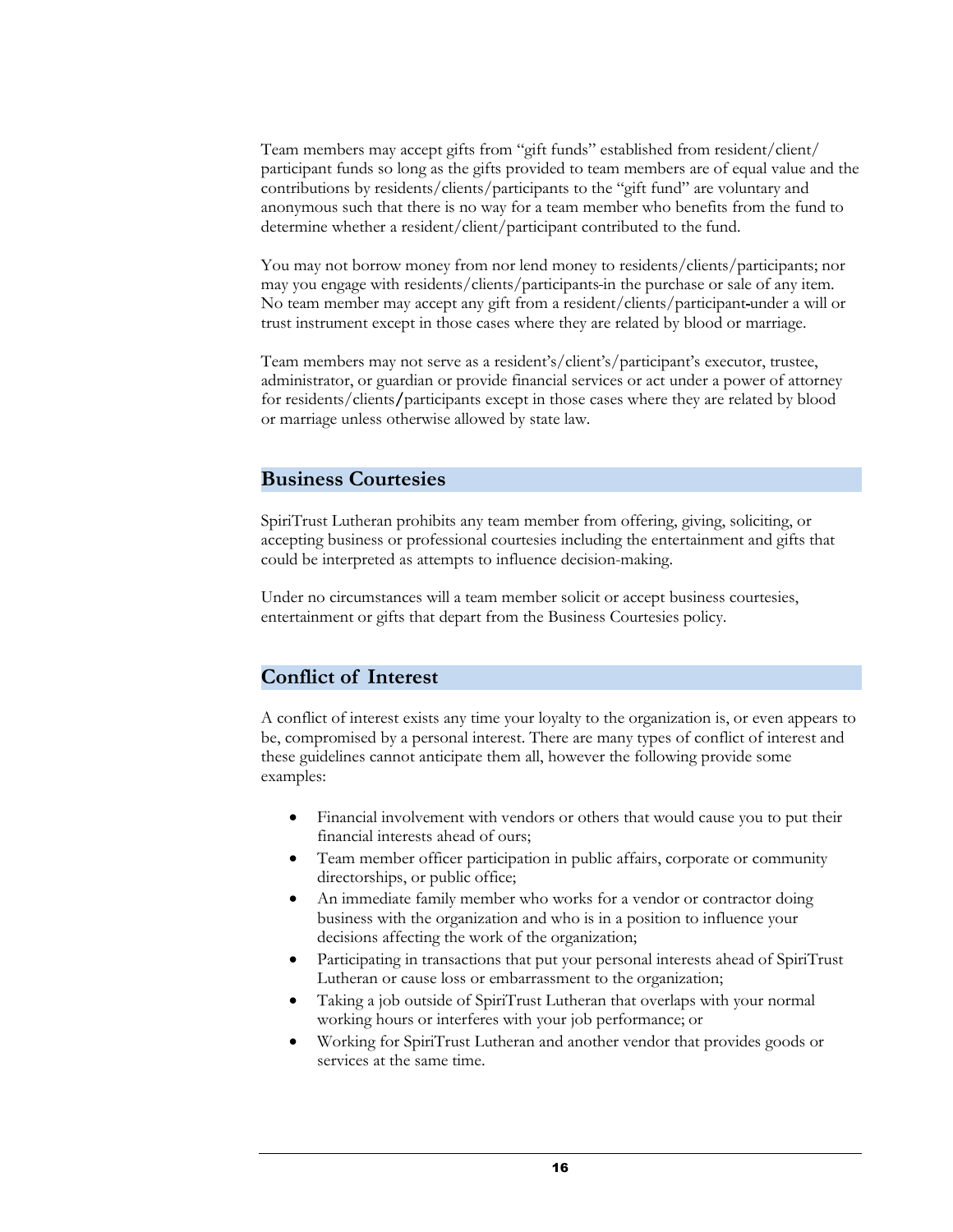Team members may accept gifts from "gift funds" established from resident/client/participant funds so long as the gifts provided to team members are of equal value and the contributions by residents/clients/participants to the "gift fund" are voluntary and anonymous such that there is no way for a team member who benefits from the fund to determine whether a resident/client/participant contributed to the fund.

You may not borrow money from nor lend money to residents/clients/participants; nor may you engage with residents/clients/participants in the purchase or sale of any item. No team member may accept any gift from a resident/clients/participant under a will or trust instrument except in those cases where they are related by blood or marriage.

Team members may not serve as a resident's/client's/participant's executor, trustee, administrator, or guardian or provide financial services or act under a power of attorney for residents/clients/participants except in those cases where they are related by blood or marriage unless otherwise allowed by state law.

## Business Courtesies

SpiriTrust Lutheran prohibits any team member from offering, giving, soliciting, or accepting business or professional courtesies including the entertainment and gifts that could be interpreted as attempts to influence decision-making.

Under no circumstances will a team member solicit or accept business courtesies, entertainment or gifts that depart from the Business Courtesies policy.

## Conflict of Interest

A conflict of interest exists any time your loyalty to the organization is, or even appears to be, compromised by a personal interest. There are many types of conflict of interest and these guidelines cannot anticipate them all, however the following provide some examples:

- Financial involvement with vendors or others that would cause you to put their financial interests ahead of ours;
- Team member officer participation in public affairs, corporate or community directorships, or public office;
- An immediate family member who works for a vendor or contractor doing business with the organization and who is in a position to influence your decisions affecting the work of the organization;
- Participating in transactions that put your personal interests ahead of SpiriTrust Lutheran or cause loss or embarrassment to the organization;
- Taking a job outside of SpiriTrust Lutheran that overlaps with your normal working hours or interferes with your job performance; or
- Working for SpiriTrust Lutheran and another vendor that provides goods or services at the same time.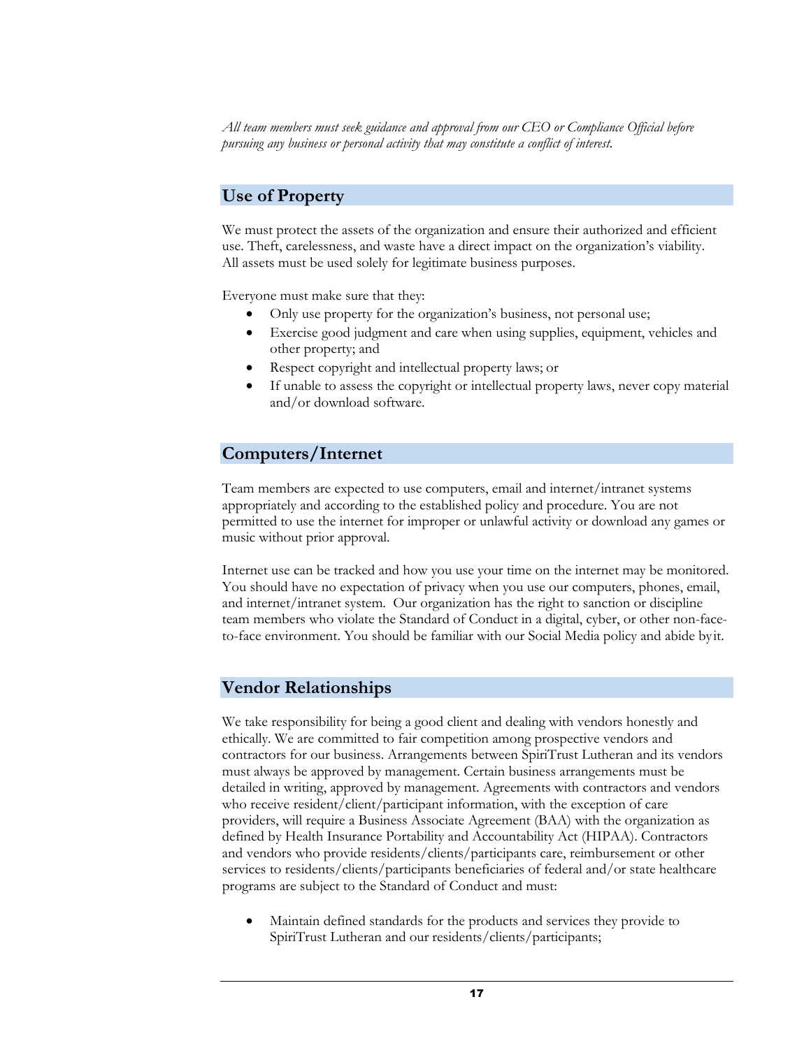*All team members must seek guidance and approval from our CEO or Compliance Official before pursuing any business or personal activity that may constitute a conflict of interest.*

## Use of Property

We must protect the assets of the organization and ensure their authorized and efficient use. Theft, carelessness, and waste have a direct impact on the organization's viability. All assets must be used solely for legitimate business purposes.

Everyone must make sure that they:

- Only use property for the organization's business, not personal use;
- Exercise good judgment and care when using supplies, equipment, vehicles and other property; and
- Respect copyright and intellectual property laws; or
- If unable to assess the copyright or intellectual property laws, never copy material and/or download software.

## Computers/Internet

Team members are expected to use computers, email and internet/intranet systems appropriately and according to the established policy and procedure. You are not permitted to use the internet for improper or unlawful activity or download any games or music without prior approval.

Internet use can be tracked and how you use your time on the internet may be monitored. You should have no expectation of privacy when you use our computers, phones, email, and internet/intranet system. Our organization has the right to sanction or discipline team members who violate the Standard of Conduct in a digital, cyber, or other non-face-to-face environment. You should be familiar with our Social Media policy and abide by it.

## Vendor Relationships

We take responsibility for being a good client and dealing with vendors honestly and ethically. We are committed to fair competition among prospective vendors and contractors for our business. Arrangements between SpiriTrust Lutheran and its vendors must always be approved by management. Certain business arrangements must be detailed in writing, approved by management. Agreements with contractors and vendors who receive resident/client/participant information, with the exception of care providers, will require a Business Associate Agreement (BAA) with the organization as defined by Health Insurance Portability and Accountability Act (HIPAA). Contractors and vendors who provide residents/clients/participants care, reimbursement or other services to residents/clients/participants beneficiaries of federal and/or state healthcare programs are subject to the Standard of Conduct and must:

- Maintain defined standards for the products and services they provide to SpiriTrust Lutheran and our residents/clients/participants;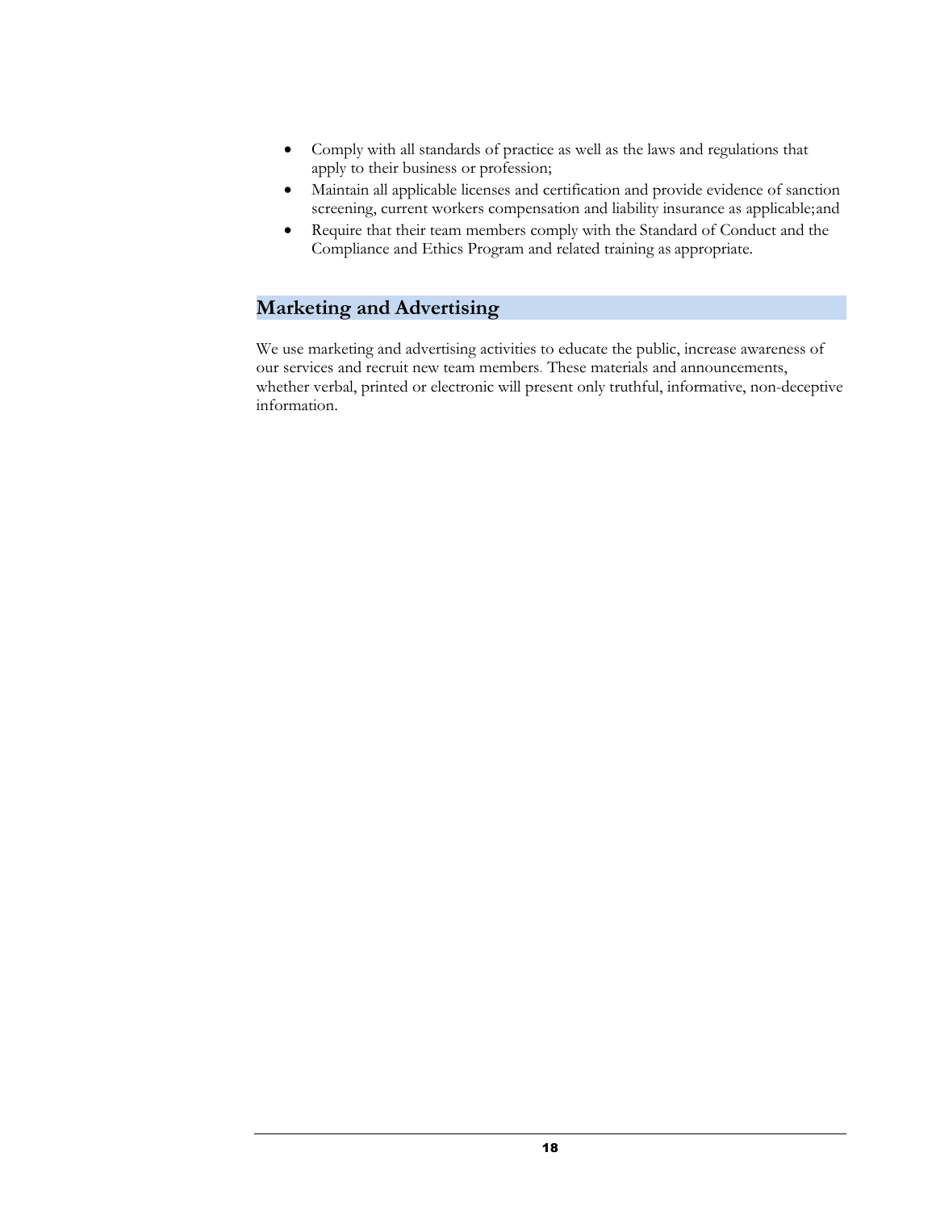- Comply with all standards of practice as well as the laws and regulations that apply to their business or profession;
- Maintain all applicable licenses and certification and provide evidence of sanction screening, current workers compensation and liability insurance as applicable;and
- Require that their team members comply with the Standard of Conduct and the Compliance and Ethics Program and related training as appropriate.

## Marketing and Advertising

We use marketing and advertising activities to educate the public, increase awareness of our services and recruit new team members. These materials and announcements, whether verbal, printed or electronic will present only truthful, informative, non-deceptive information.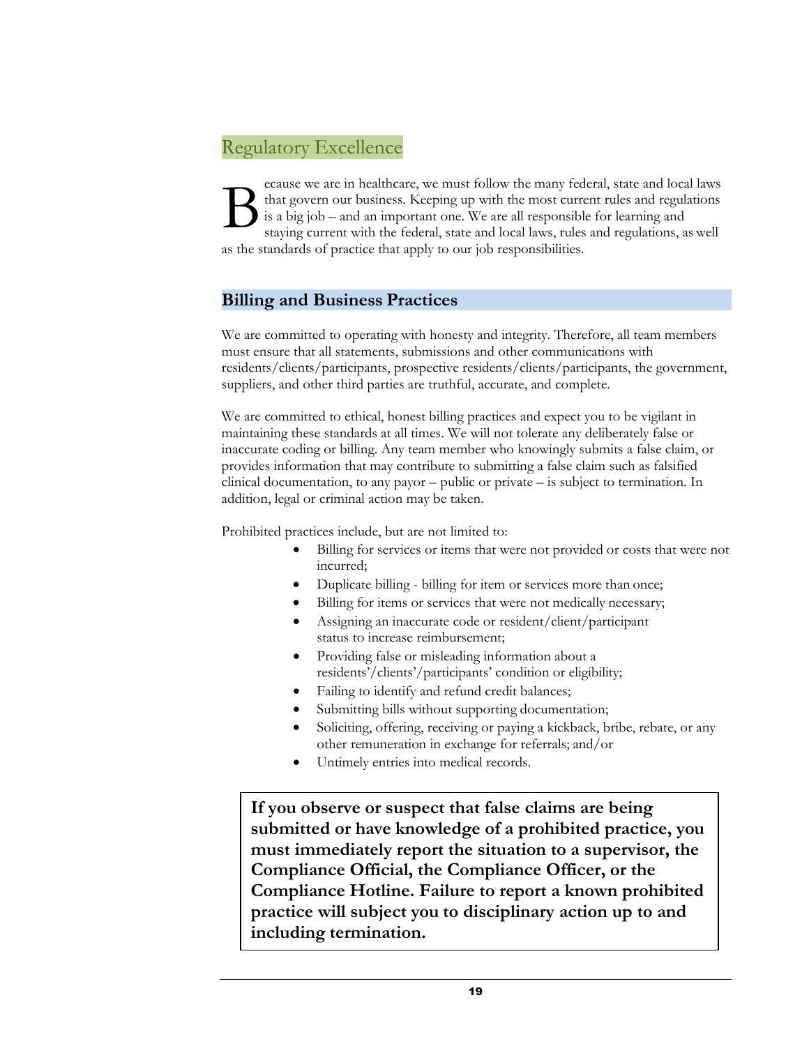# Regulatory Excellence

Because we are in healthcare, we must follow the many federal, state and local laws that govern our business. Keeping up with the most current rules and regulations is a big job – and an important one. We are all responsible for learning and staying current with the federal, state and local laws, rules and regulations, as well as the standards of practice that apply to our job responsibilities.

## Billing and Business Practices

We are committed to operating with honesty and integrity. Therefore, all team members must ensure that all statements, submissions and other communications with residents/clients/participants, prospective residents/clients/participants, the government, suppliers, and other third parties are truthful, accurate, and complete.

We are committed to ethical, honest billing practices and expect you to be vigilant in maintaining these standards at all times. We will not tolerate any deliberately false or inaccurate coding or billing. Any team member who knowingly submits a false claim, or provides information that may contribute to submitting a false claim such as falsified clinical documentation, to any payor – public or private – is subject to termination. In addition, legal or criminal action may be taken.

Prohibited practices include, but are not limited to:

- Billing for services or items that were not provided or costs that were not incurred;
- Duplicate billing - billing for item or services more than once;
- Billing for items or services that were not medically necessary;
- Assigning an inaccurate code or resident/client/participant status to increase reimbursement;
- Providing false or misleading information about a residents'/clients'/participants' condition or eligibility;
- Failing to identify and refund credit balances;
- Submitting bills without supporting documentation;
- Soliciting, offering, receiving or paying a kickback, bribe, rebate, or any other remuneration in exchange for referrals; and/or
- Untimely entries into medical records.

**If you observe or suspect that false claims are being submitted or have knowledge of a prohibited practice, you must immediately report the situation to a supervisor, the Compliance Official, the Compliance Officer, or the Compliance Hotline. Failure to report a known prohibited practice will subject you to disciplinary action up to and including termination.**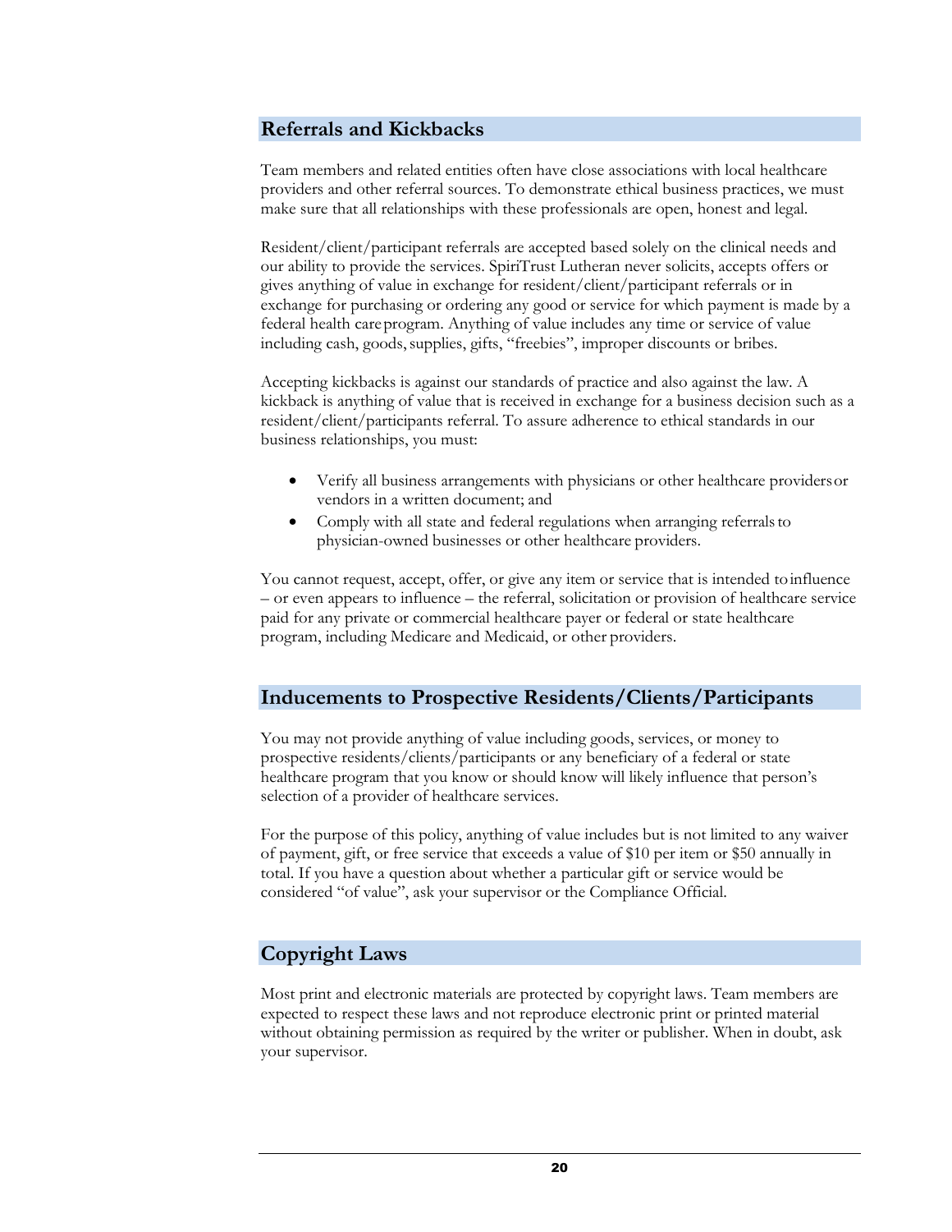## Referrals and Kickbacks

Team members and related entities often have close associations with local healthcare providers and other referral sources. To demonstrate ethical business practices, we must make sure that all relationships with these professionals are open, honest and legal.

Resident/client/participant referrals are accepted based solely on the clinical needs and our ability to provide the services. SpiriTrust Lutheran never solicits, accepts offers or gives anything of value in exchange for resident/client/participant referrals or in exchange for purchasing or ordering any good or service for which payment is made by a federal health care program. Anything of value includes any time or service of value including cash, goods, supplies, gifts, "freebies", improper discounts or bribes.

Accepting kickbacks is against our standards of practice and also against the law. A kickback is anything of value that is received in exchange for a business decision such as a resident/client/participants referral. To assure adherence to ethical standards in our business relationships, you must:

- Verify all business arrangements with physicians or other healthcare providers or vendors in a written document; and
- Comply with all state and federal regulations when arranging referrals to physician-owned businesses or other healthcare providers.

You cannot request, accept, offer, or give any item or service that is intended to influence – or even appears to influence – the referral, solicitation or provision of healthcare service paid for any private or commercial healthcare payer or federal or state healthcare program, including Medicare and Medicaid, or other providers.

## Inducements to Prospective Residents/Clients/Participants

You may not provide anything of value including goods, services, or money to prospective residents/clients/participants or any beneficiary of a federal or state healthcare program that you know or should know will likely influence that person's selection of a provider of healthcare services.

For the purpose of this policy, anything of value includes but is not limited to any waiver of payment, gift, or free service that exceeds a value of $10 per item or $50 annually in total. If you have a question about whether a particular gift or service would be considered "of value", ask your supervisor or the Compliance Official.

## Copyright Laws

Most print and electronic materials are protected by copyright laws. Team members are expected to respect these laws and not reproduce electronic print or printed material without obtaining permission as required by the writer or publisher. When in doubt, ask your supervisor.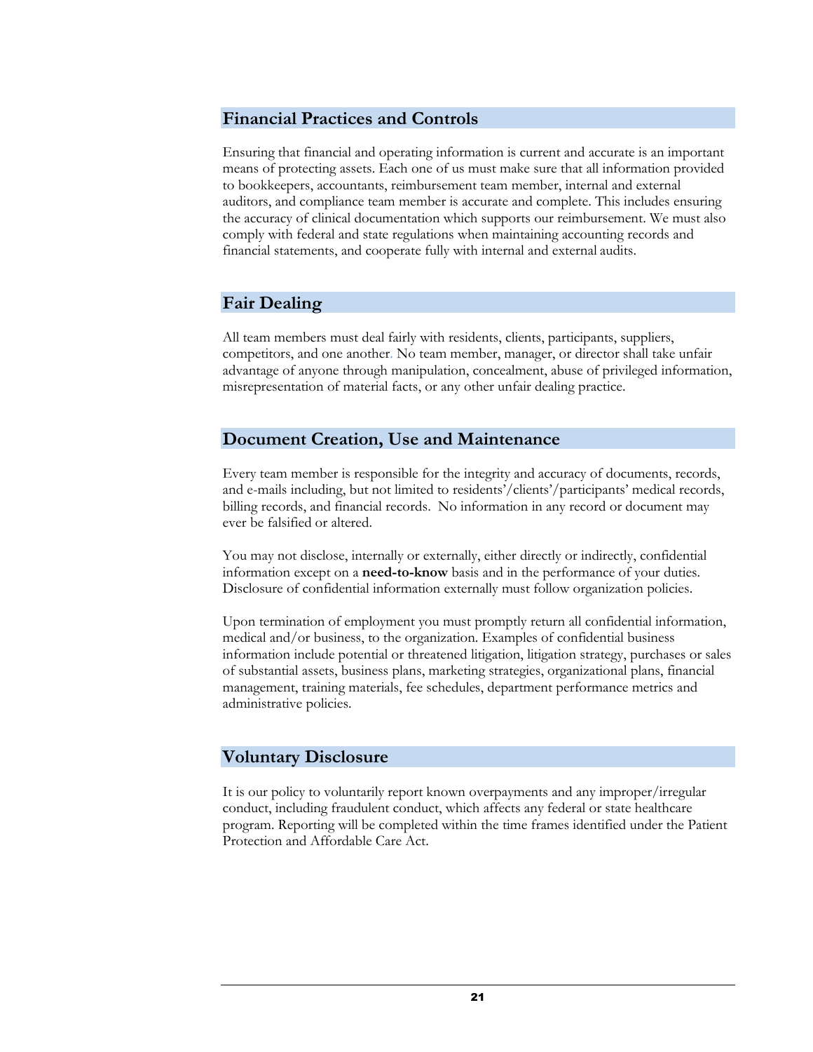## Financial Practices and Controls

Ensuring that financial and operating information is current and accurate is an important means of protecting assets. Each one of us must make sure that all information provided to bookkeepers, accountants, reimbursement team member, internal and external auditors, and compliance team member is accurate and complete. This includes ensuring the accuracy of clinical documentation which supports our reimbursement. We must also comply with federal and state regulations when maintaining accounting records and financial statements, and cooperate fully with internal and external audits.

## Fair Dealing

All team members must deal fairly with residents, clients, participants, suppliers, competitors, and one another. No team member, manager, or director shall take unfair advantage of anyone through manipulation, concealment, abuse of privileged information, misrepresentation of material facts, or any other unfair dealing practice.

## Document Creation, Use and Maintenance

Every team member is responsible for the integrity and accuracy of documents, records, and e-mails including, but not limited to residents'/clients'/participants' medical records, billing records, and financial records. No information in any record or document may ever be falsified or altered.

You may not disclose, internally or externally, either directly or indirectly, confidential information except on a **need-to-know** basis and in the performance of your duties. Disclosure of confidential information externally must follow organization policies.

Upon termination of employment you must promptly return all confidential information, medical and/or business, to the organization. Examples of confidential business information include potential or threatened litigation, litigation strategy, purchases or sales of substantial assets, business plans, marketing strategies, organizational plans, financial management, training materials, fee schedules, department performance metrics and administrative policies.

## Voluntary Disclosure

It is our policy to voluntarily report known overpayments and any improper/irregular conduct, including fraudulent conduct, which affects any federal or state healthcare program. Reporting will be completed within the time frames identified under the Patient Protection and Affordable Care Act.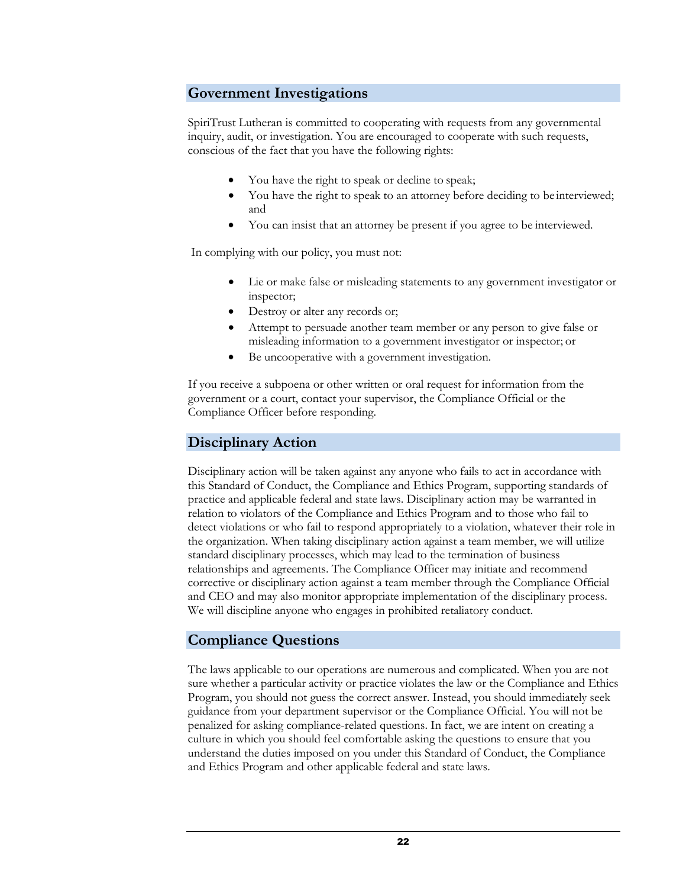## Government Investigations

SpiriTrust Lutheran is committed to cooperating with requests from any governmental inquiry, audit, or investigation. You are encouraged to cooperate with such requests, conscious of the fact that you have the following rights:

- You have the right to speak or decline to speak;
- You have the right to speak to an attorney before deciding to be interviewed; and
- You can insist that an attorney be present if you agree to be interviewed.

In complying with our policy, you must not:

- Lie or make false or misleading statements to any government investigator or inspector;
- Destroy or alter any records or;
- Attempt to persuade another team member or any person to give false or misleading information to a government investigator or inspector; or
- Be uncooperative with a government investigation.

If you receive a subpoena or other written or oral request for information from the government or a court, contact your supervisor, the Compliance Official or the Compliance Officer before responding.

## Disciplinary Action

Disciplinary action will be taken against any anyone who fails to act in accordance with this Standard of Conduct, the Compliance and Ethics Program, supporting standards of practice and applicable federal and state laws. Disciplinary action may be warranted in relation to violators of the Compliance and Ethics Program and to those who fail to detect violations or who fail to respond appropriately to a violation, whatever their role in the organization. When taking disciplinary action against a team member, we will utilize standard disciplinary processes, which may lead to the termination of business relationships and agreements. The Compliance Officer may initiate and recommend corrective or disciplinary action against a team member through the Compliance Official and CEO and may also monitor appropriate implementation of the disciplinary process. We will discipline anyone who engages in prohibited retaliatory conduct.

## Compliance Questions

The laws applicable to our operations are numerous and complicated. When you are not sure whether a particular activity or practice violates the law or the Compliance and Ethics Program, you should not guess the correct answer. Instead, you should immediately seek guidance from your department supervisor or the Compliance Official. You will not be penalized for asking compliance-related questions. In fact, we are intent on creating a culture in which you should feel comfortable asking the questions to ensure that you understand the duties imposed on you under this Standard of Conduct, the Compliance and Ethics Program and other applicable federal and state laws.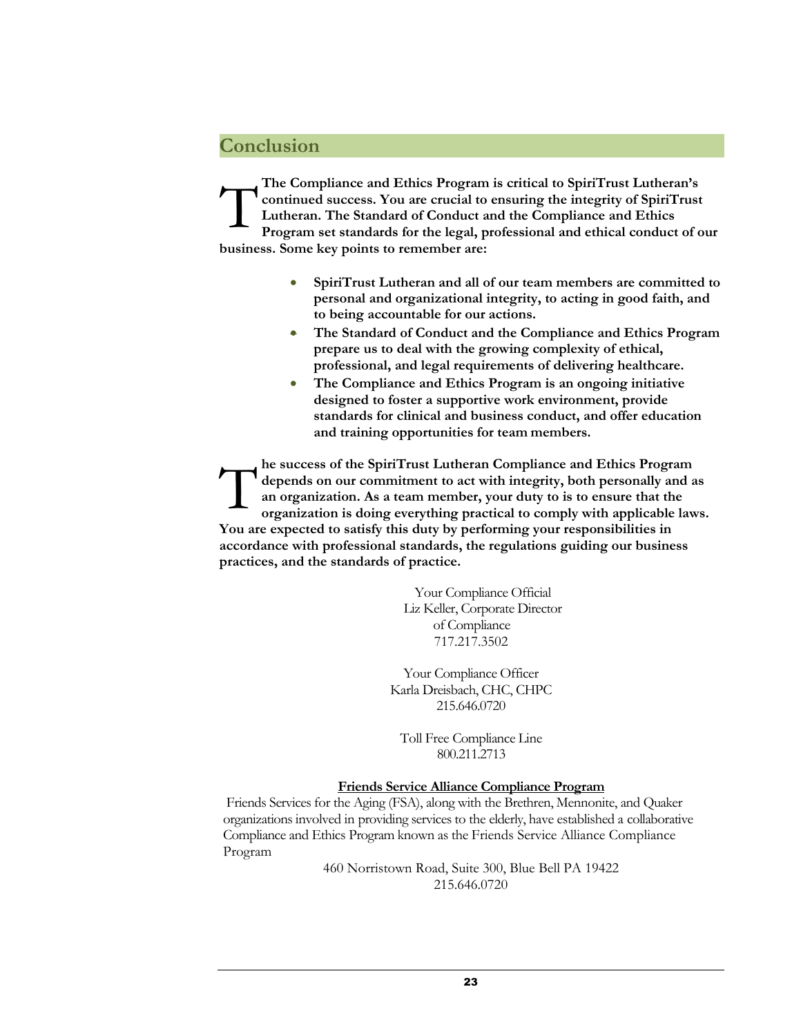## Conclusion

**The Compliance and Ethics Program is critical to SpiriTrust Lutheran's continued success. You are crucial to ensuring the integrity of SpiriTrust Lutheran. The Standard of Conduct and the Compliance and Ethics Program set standards for the legal, professional and ethical conduct of our business. Some key points to remember are:**

- **SpiriTrust Lutheran and all of our team members are committed to personal and organizational integrity, to acting in good faith, and to being accountable for our actions.**
- **The Standard of Conduct and the Compliance and Ethics Program prepare us to deal with the growing complexity of ethical, professional, and legal requirements of delivering healthcare.**
- **The Compliance and Ethics Program is an ongoing initiative designed to foster a supportive work environment, provide standards for clinical and business conduct, and offer education and training opportunities for team members.**

**The success of the SpiriTrust Lutheran Compliance and Ethics Program depends on our commitment to act with integrity, both personally and as an organization. As a team member, your duty to is to ensure that the organization is doing everything practical to comply with applicable laws. You are expected to satisfy this duty by performing your responsibilities in accordance with professional standards, the regulations guiding our business practices, and the standards of practice.**

Your Compliance Official
Liz Keller, Corporate Director of Compliance
717.217.3502

Your Compliance Officer
Karla Dreisbach, CHC, CHPC
215.646.0720

Toll Free Compliance Line
800.211.2713

**<u>Friends Service Alliance Compliance Program</u>**

Friends Services for the Aging (FSA), along with the Brethren, Mennonite, and Quaker organizations involved in providing services to the elderly, have established a collaborative Compliance and Ethics Program known as the Friends Service Alliance Compliance Program

460 Norristown Road, Suite 300, Blue Bell PA 19422
215.646.0720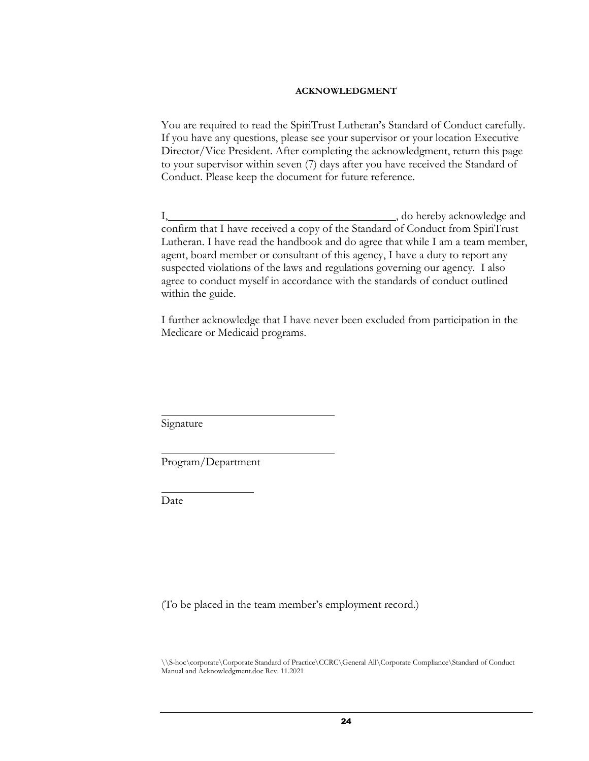**ACKNOWLEDGMENT**

You are required to read the SpiriTrust Lutheran's Standard of Conduct carefully. If you have any questions, please see your supervisor or your location Executive Director/Vice President. After completing the acknowledgment, return this page to your supervisor within seven (7) days after you have received the Standard of Conduct. Please keep the document for future reference.

I,\_\_\_\_\_\_\_\_\_\_\_\_\_\_\_\_\_\_\_\_\_\_\_\_\_\_\_\_\_\_\_\_\_\_\_\_\_\_\_\_, do hereby acknowledge and confirm that I have received a copy of the Standard of Conduct from SpiriTrust Lutheran. I have read the handbook and do agree that while I am a team member, agent, board member or consultant of this agency, I have a duty to report any suspected violations of the laws and regulations governing our agency. I also agree to conduct myself in accordance with the standards of conduct outlined within the guide.

I further acknowledge that I have never been excluded from participation in the Medicare or Medicaid programs.

\_\_\_\_\_\_\_\_\_\_\_\_\_\_\_\_\_\_\_\_\_\_\_\_\_\_\_\_\_\_\_\_

Signature

\_\_\_\_\_\_\_\_\_\_\_\_\_\_\_\_\_\_\_\_\_\_\_\_\_\_\_\_\_\_\_\_

Program/Department

\_\_\_\_\_\_\_\_\_\_\_\_\_\_\_\_

Date

(To be placed in the team member's employment record.)

\\S-hoc\corporate\Corporate Standard of Practice\CCRC\General All\Corporate Compliance\Standard of Conduct Manual and Acknowledgment.doc Rev. 11.2021